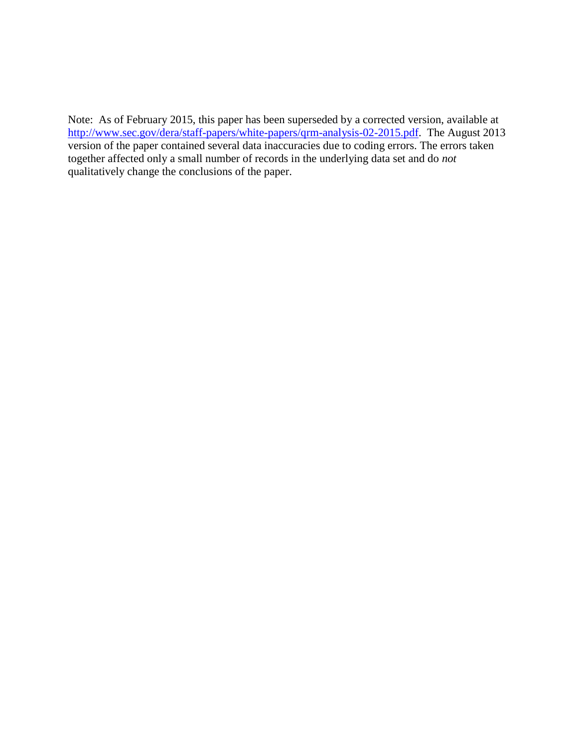Note: As of February 2015, this paper has been superseded by a corrected version, available at [http://www.sec.gov/dera/staff-papers/white-papers/qrm-analysis-02-2015.pdf](http://www.sec.gov/dera/staff-papers/white-papers/qrm-analysis-02-2015.pdf). The August 2013 version of the paper contained several data inaccuracies due to coding errors. The errors taken together affected only a small number of records in the underlying data set and do *not* qualitatively change the conclusions of the paper.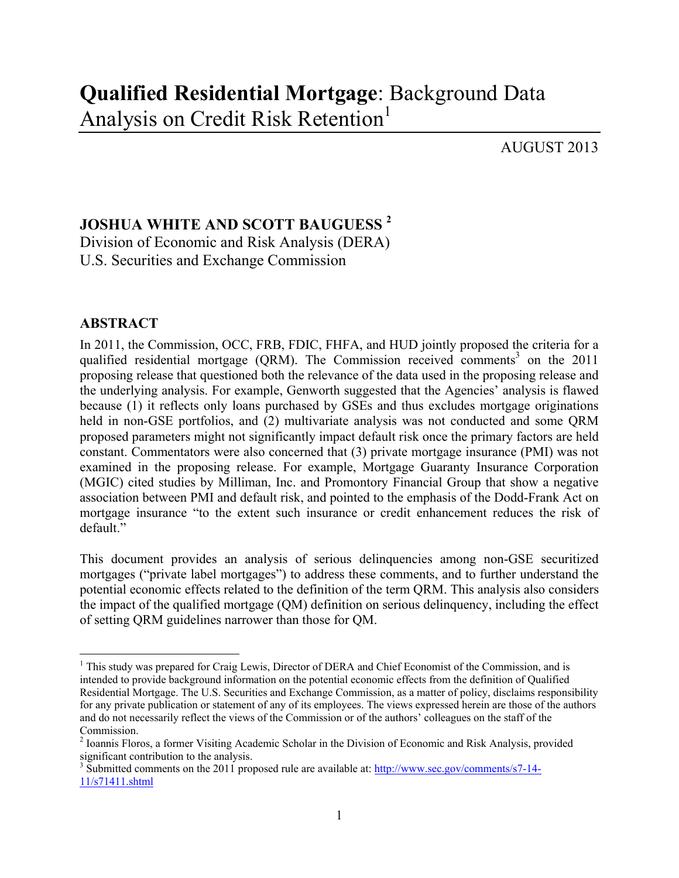# **Qualified Residential Mortgage**: Background Data Analysis on Credit Risk Retention[1]

AUGUST 2013

## JOSHUA WHITE AND SCOTT BAUGUESS [2]

Division of Economic and Risk Analysis (DERA)
U.S. Securities and Exchange Commission

## ABSTRACT

In 2011, the Commission, OCC, FRB, FDIC, FHFA, and HUD jointly proposed the criteria for a qualified residential mortgage (QRM). The Commission received comments[3] on the 2011 proposing release that questioned both the relevance of the data used in the proposing release and the underlying analysis. For example, Genworth suggested that the Agencies' analysis is flawed because (1) it reflects only loans purchased by GSEs and thus excludes mortgage originations held in non-GSE portfolios, and (2) multivariate analysis was not conducted and some QRM proposed parameters might not significantly impact default risk once the primary factors are held constant. Commentators were also concerned that (3) private mortgage insurance (PMI) was not examined in the proposing release. For example, Mortgage Guaranty Insurance Corporation (MGIC) cited studies by Milliman, Inc. and Promontory Financial Group that show a negative association between PMI and default risk, and pointed to the emphasis of the Dodd-Frank Act on mortgage insurance "to the extent such insurance or credit enhancement reduces the risk of default."

This document provides an analysis of serious delinquencies among non-GSE securitized mortgages ("private label mortgages") to address these comments, and to further understand the potential economic effects related to the definition of the term QRM. This analysis also considers the impact of the qualified mortgage (QM) definition on serious delinquency, including the effect of setting QRM guidelines narrower than those for QM.

---

[1] This study was prepared for Craig Lewis, Director of DERA and Chief Economist of the Commission, and is intended to provide background information on the potential economic effects from the definition of Qualified Residential Mortgage. The U.S. Securities and Exchange Commission, as a matter of policy, disclaims responsibility for any private publication or statement of any of its employees. The views expressed herein are those of the authors and do not necessarily reflect the views of the Commission or of the authors' colleagues on the staff of the Commission.

[2] Ioannis Floros, a former Visiting Academic Scholar in the Division of Economic and Risk Analysis, provided significant contribution to the analysis.

[3] Submitted comments on the 2011 proposed rule are available at: http://www.sec.gov/comments/s7-14-11/s71411.shtml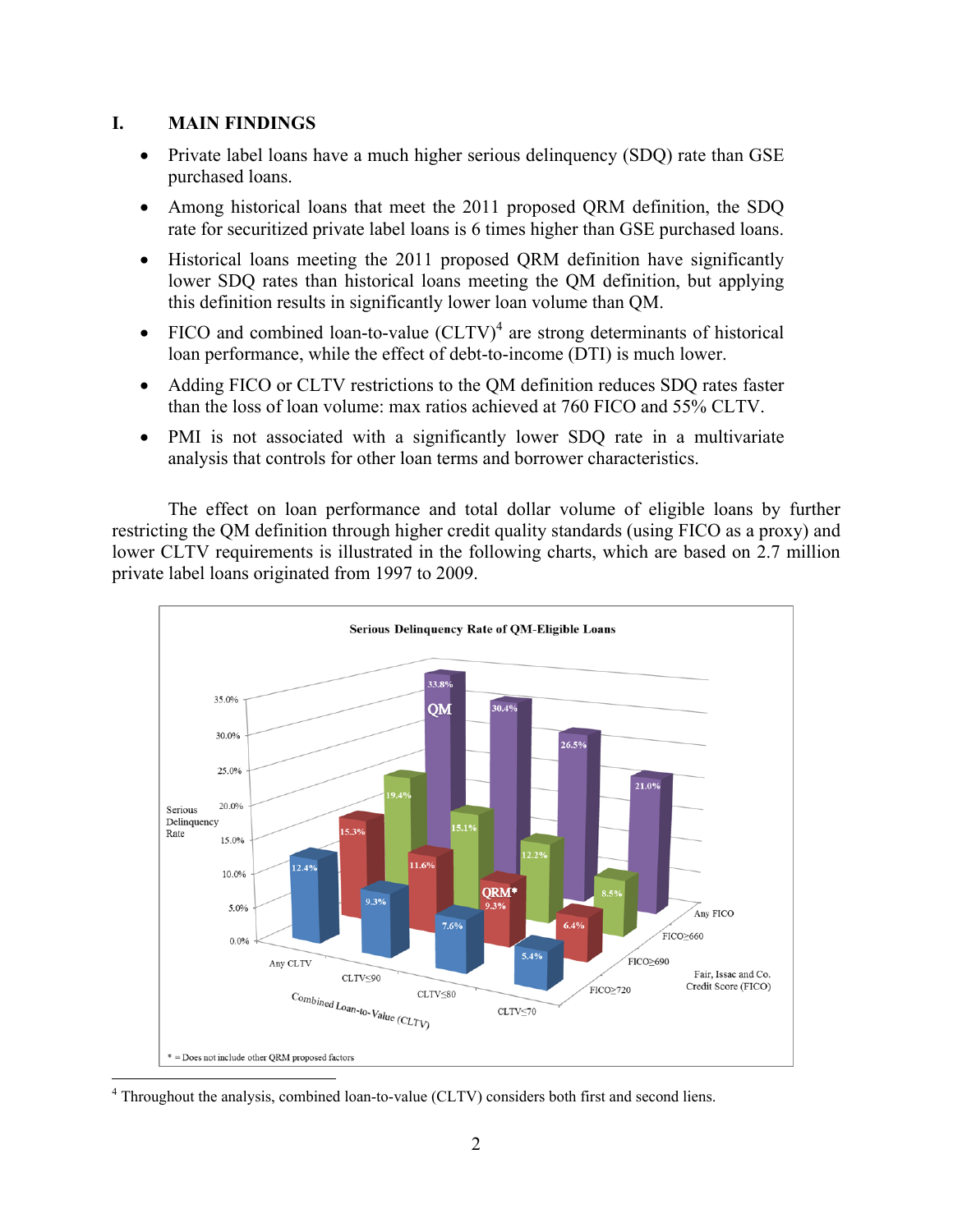## I. MAIN FINDINGS

- Private label loans have a much higher serious delinquency (SDQ) rate than GSE purchased loans.
- Among historical loans that meet the 2011 proposed QRM definition, the SDQ rate for securitized private label loans is 6 times higher than GSE purchased loans.
- Historical loans meeting the 2011 proposed QRM definition have significantly lower SDQ rates than historical loans meeting the QM definition, but applying this definition results in significantly lower loan volume than QM.
- FICO and combined loan-to-value (CLTV)[4] are strong determinants of historical loan performance, while the effect of debt-to-income (DTI) is much lower.
- Adding FICO or CLTV restrictions to the QM definition reduces SDQ rates faster than the loss of loan volume: max ratios achieved at 760 FICO and 55% CLTV.
- PMI is not associated with a significantly lower SDQ rate in a multivariate analysis that controls for other loan terms and borrower characteristics.

The effect on loan performance and total dollar volume of eligible loans by further restricting the QM definition through higher credit quality standards (using FICO as a proxy) and lower CLTV requirements is illustrated in the following charts, which are based on 2.7 million private label loans originated from 1997 to 2009.

**Serious Delinquency Rate of QM-Eligible Loans**

| Fair, Isaac and Co. Credit Score (FICO) | Any CLTV | CLTV≤90 | CLTV≤80 | CLTV≤70 |
|---|---|---|---|---|
| Any FICO | 33.8% (QM) | 30.4% | 26.5% | 21.0% |
| FICO≥660 | 19.4% | 15.1% | 12.2% | 8.5% |
| FICO≥690 | 15.3% | 11.6% | 9.3% (QRM*) | 6.4% |
| FICO≥720 | 12.4% | 9.3% | 7.6% | 5.4% |

Vertical axis: Serious Delinquency Rate; horizontal axis: Combined Loan-to-Value (CLTV)

* = Does not include other QRM proposed factors

[4] Throughout the analysis, combined loan-to-value (CLTV) considers both first and second liens.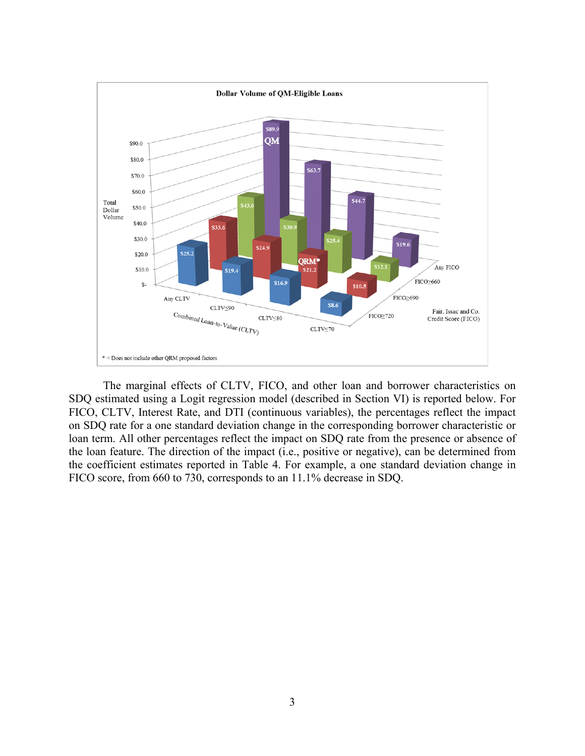**Dollar Volume of QM-Eligible Loans**

Total Dollar Volume

| Fair, Issac and Co. Credit Score (FICO) | Any CLTV | CLTV≤90 | CLTV≤80 | CLTV≤70 |
|---|---|---|---|---|
| Any FICO | $89.9 (QM) | $63.7 | $44.7 | $19.6 |
| FICO≥660 | $43.0 | $30.9 | $25.4 | $12.1 |
| FICO≥690 | $33.6 | $24.9 | $21.2 (QRM*) | $10.5 |
| FICO≥720 | $25.2 | $19.4 | $16.9 | $8.6 |

Combined Loan-to-Value (CLTV)

\* = Does not include other QRM proposed factors

The marginal effects of CLTV, FICO, and other loan and borrower characteristics on SDQ estimated using a Logit regression model (described in Section VI) is reported below. For FICO, CLTV, Interest Rate, and DTI (continuous variables), the percentages reflect the impact on SDQ rate for a one standard deviation change in the corresponding borrower characteristic or loan term. All other percentages reflect the impact on SDQ rate from the presence or absence of the loan feature. The direction of the impact (i.e., positive or negative), can be determined from the coefficient estimates reported in Table 4. For example, a one standard deviation change in FICO score, from 660 to 730, corresponds to an 11.1% decrease in SDQ.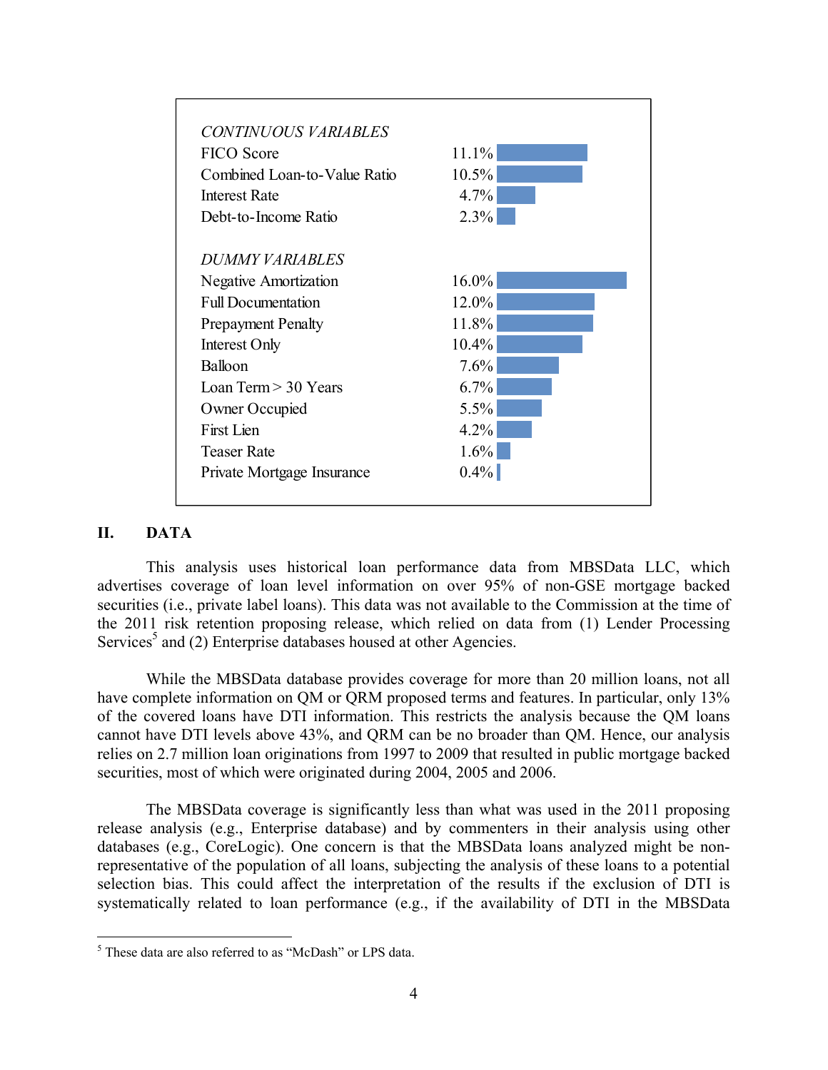| CONTINUOUS VARIABLES | |
|---|---|
| FICO Score | 11.1% |
| Combined Loan-to-Value Ratio | 10.5% |
| Interest Rate | 4.7% |
| Debt-to-Income Ratio | 2.3% |
| *DUMMY VARIABLES* | |
| Negative Amortization | 16.0% |
| Full Documentation | 12.0% |
| Prepayment Penalty | 11.8% |
| Interest Only | 10.4% |
| Balloon | 7.6% |
| Loan Term > 30 Years | 6.7% |
| Owner Occupied | 5.5% |
| First Lien | 4.2% |
| Teaser Rate | 1.6% |
| Private Mortgage Insurance | 0.4% |

## II. DATA

This analysis uses historical loan performance data from MBSData LLC, which advertises coverage of loan level information on over 95% of non-GSE mortgage backed securities (i.e., private label loans). This data was not available to the Commission at the time of the 2011 risk retention proposing release, which relied on data from (1) Lender Processing Services[5] and (2) Enterprise databases housed at other Agencies.

While the MBSData database provides coverage for more than 20 million loans, not all have complete information on QM or QRM proposed terms and features. In particular, only 13% of the covered loans have DTI information. This restricts the analysis because the QM loans cannot have DTI levels above 43%, and QRM can be no broader than QM. Hence, our analysis relies on 2.7 million loan originations from 1997 to 2009 that resulted in public mortgage backed securities, most of which were originated during 2004, 2005 and 2006.

The MBSData coverage is significantly less than what was used in the 2011 proposing release analysis (e.g., Enterprise database) and by commenters in their analysis using other databases (e.g., CoreLogic). One concern is that the MBSData loans analyzed might be non-representative of the population of all loans, subjecting the analysis of these loans to a potential selection bias. This could affect the interpretation of the results if the exclusion of DTI is systematically related to loan performance (e.g., if the availability of DTI in the MBSData

---

[5] These data are also referred to as "McDash" or LPS data.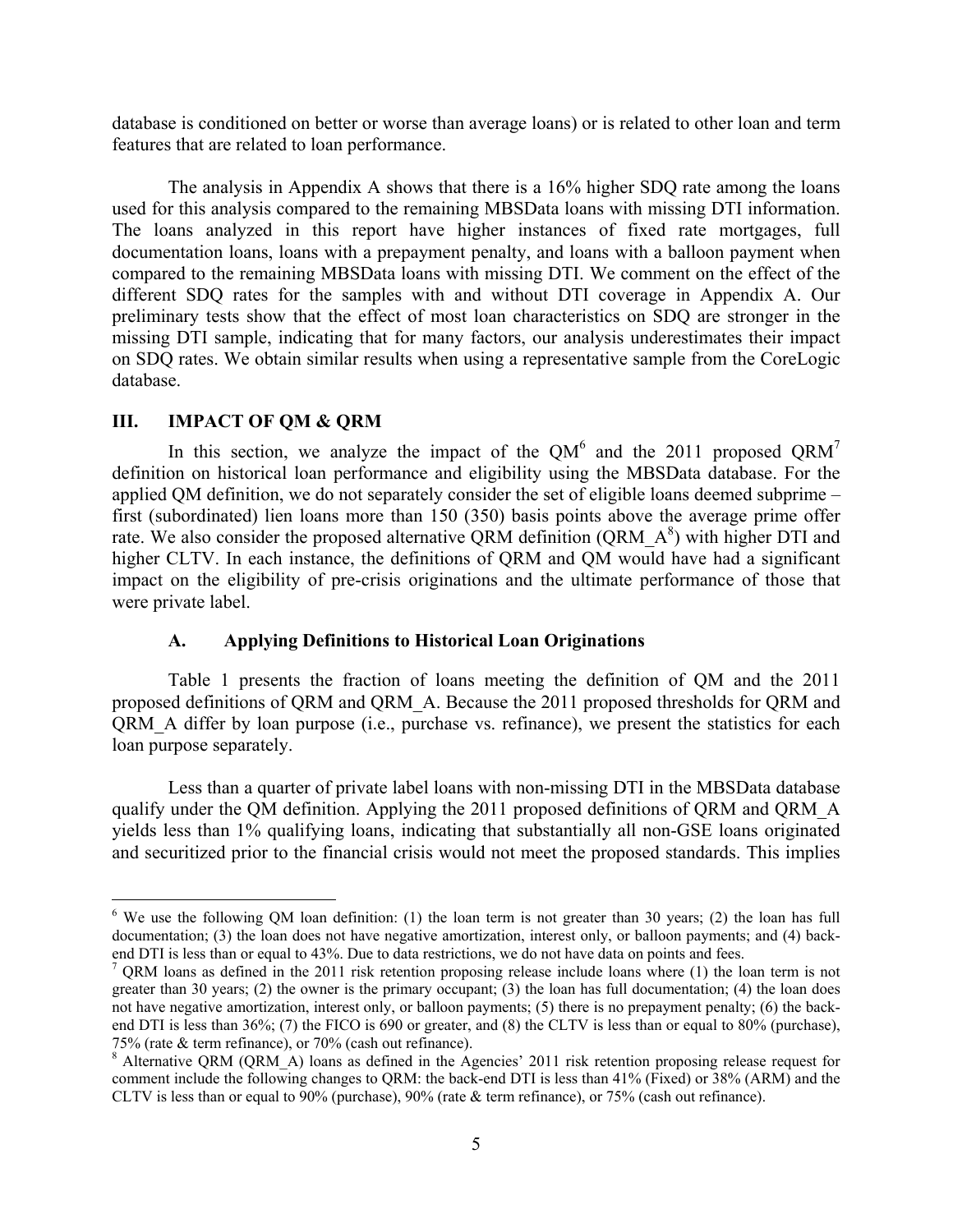database is conditioned on better or worse than average loans) or is related to other loan and term features that are related to loan performance.

The analysis in Appendix A shows that there is a 16% higher SDQ rate among the loans used for this analysis compared to the remaining MBSData loans with missing DTI information. The loans analyzed in this report have higher instances of fixed rate mortgages, full documentation loans, loans with a prepayment penalty, and loans with a balloon payment when compared to the remaining MBSData loans with missing DTI. We comment on the effect of the different SDQ rates for the samples with and without DTI coverage in Appendix A. Our preliminary tests show that the effect of most loan characteristics on SDQ are stronger in the missing DTI sample, indicating that for many factors, our analysis underestimates their impact on SDQ rates. We obtain similar results when using a representative sample from the CoreLogic database.

## III. IMPACT OF QM & QRM

In this section, we analyze the impact of the QM[6] and the 2011 proposed QRM[7] definition on historical loan performance and eligibility using the MBSData database. For the applied QM definition, we do not separately consider the set of eligible loans deemed subprime – first (subordinated) lien loans more than 150 (350) basis points above the average prime offer rate. We also consider the proposed alternative QRM definition (QRM_A[8]) with higher DTI and higher CLTV. In each instance, the definitions of QRM and QM would have had a significant impact on the eligibility of pre-crisis originations and the ultimate performance of those that were private label.

### A. Applying Definitions to Historical Loan Originations

Table 1 presents the fraction of loans meeting the definition of QM and the 2011 proposed definitions of QRM and QRM_A. Because the 2011 proposed thresholds for QRM and QRM_A differ by loan purpose (i.e., purchase vs. refinance), we present the statistics for each loan purpose separately.

Less than a quarter of private label loans with non-missing DTI in the MBSData database qualify under the QM definition. Applying the 2011 proposed definitions of QRM and QRM_A yields less than 1% qualifying loans, indicating that substantially all non-GSE loans originated and securitized prior to the financial crisis would not meet the proposed standards. This implies

---

[6] We use the following QM loan definition: (1) the loan term is not greater than 30 years; (2) the loan has full documentation; (3) the loan does not have negative amortization, interest only, or balloon payments; and (4) back-end DTI is less than or equal to 43%. Due to data restrictions, we do not have data on points and fees.

[7] QRM loans as defined in the 2011 risk retention proposing release include loans where (1) the loan term is not greater than 30 years; (2) the owner is the primary occupant; (3) the loan has full documentation; (4) the loan does not have negative amortization, interest only, or balloon payments; (5) there is no prepayment penalty; (6) the back-end DTI is less than 36%; (7) the FICO is 690 or greater, and (8) the CLTV is less than or equal to 80% (purchase), 75% (rate & term refinance), or 70% (cash out refinance).

[8] Alternative QRM (QRM_A) loans as defined in the Agencies' 2011 risk retention proposing release request for comment include the following changes to QRM: the back-end DTI is less than 41% (Fixed) or 38% (ARM) and the CLTV is less than or equal to 90% (purchase), 90% (rate & term refinance), or 75% (cash out refinance).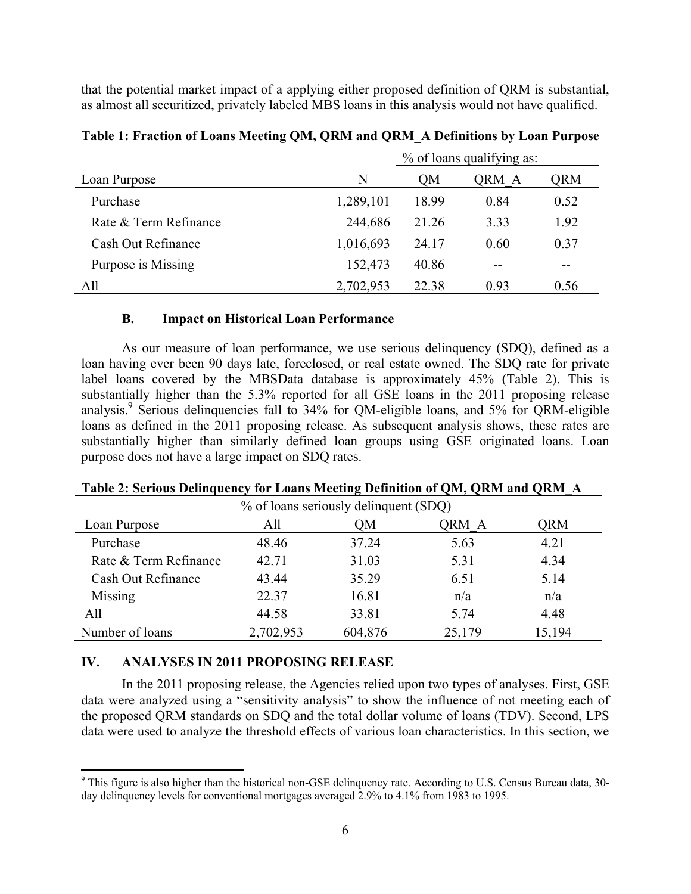that the potential market impact of a applying either proposed definition of QRM is substantial, as almost all securitized, privately labeled MBS loans in this analysis would not have qualified.

**Table 1: Fraction of Loans Meeting QM, QRM and QRM_A Definitions by Loan Purpose**

| | | % of loans qualifying as: | | |
|---|---|---|---|---|
| Loan Purpose | N | QM | QRM_A | QRM |
| Purchase | 1,289,101 | 18.99 | 0.84 | 0.52 |
| Rate & Term Refinance | 244,686 | 21.26 | 3.33 | 1.92 |
| Cash Out Refinance | 1,016,693 | 24.17 | 0.60 | 0.37 |
| Purpose is Missing | 152,473 | 40.86 | -- | -- |
| All | 2,702,953 | 22.38 | 0.93 | 0.56 |

### B. Impact on Historical Loan Performance

As our measure of loan performance, we use serious delinquency (SDQ), defined as a loan having ever been 90 days late, foreclosed, or real estate owned. The SDQ rate for private label loans covered by the MBSData database is approximately 45% (Table 2). This is substantially higher than the 5.3% reported for all GSE loans in the 2011 proposing release analysis.[9] Serious delinquencies fall to 34% for QM-eligible loans, and 5% for QRM-eligible loans as defined in the 2011 proposing release. As subsequent analysis shows, these rates are substantially higher than similarly defined loan groups using GSE originated loans. Loan purpose does not have a large impact on SDQ rates.

**Table 2: Serious Delinquency for Loans Meeting Definition of QM, QRM and QRM_A**

| | % of loans seriously delinquent (SDQ) | | | |
|---|---|---|---|---|
| Loan Purpose | All | QM | QRM_A | QRM |
| Purchase | 48.46 | 37.24 | 5.63 | 4.21 |
| Rate & Term Refinance | 42.71 | 31.03 | 5.31 | 4.34 |
| Cash Out Refinance | 43.44 | 35.29 | 6.51 | 5.14 |
| Missing | 22.37 | 16.81 | n/a | n/a |
| All | 44.58 | 33.81 | 5.74 | 4.48 |
| Number of loans | 2,702,953 | 604,876 | 25,179 | 15,194 |

## IV. ANALYSES IN 2011 PROPOSING RELEASE

In the 2011 proposing release, the Agencies relied upon two types of analyses. First, GSE data were analyzed using a "sensitivity analysis" to show the influence of not meeting each of the proposed QRM standards on SDQ and the total dollar volume of loans (TDV). Second, LPS data were used to analyze the threshold effects of various loan characteristics. In this section, we

[9] This figure is also higher than the historical non-GSE delinquency rate. According to U.S. Census Bureau data, 30-day delinquency levels for conventional mortgages averaged 2.9% to 4.1% from 1983 to 1995.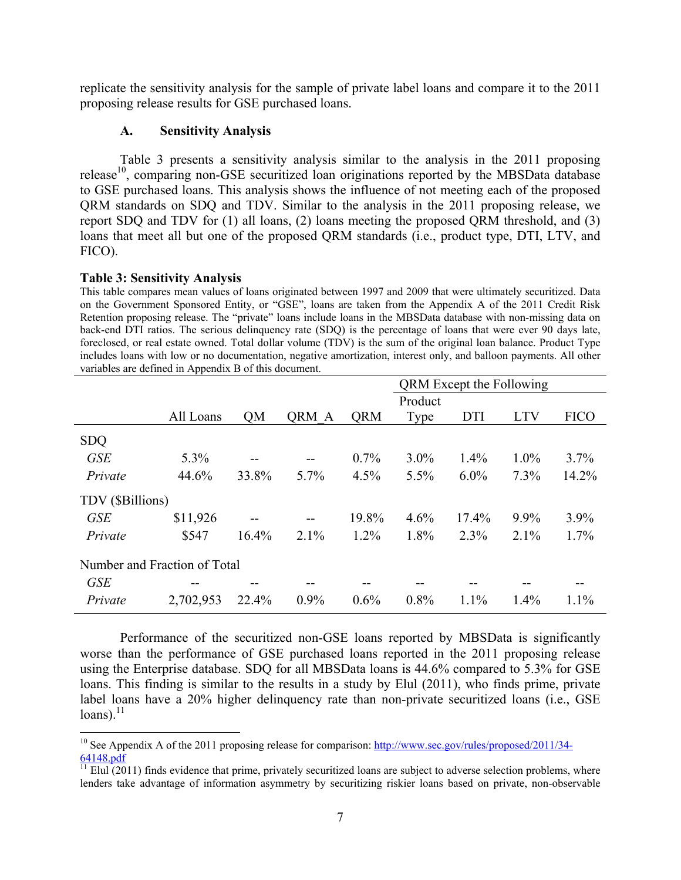replicate the sensitivity analysis for the sample of private label loans and compare it to the 2011 proposing release results for GSE purchased loans.

### A. Sensitivity Analysis

Table 3 presents a sensitivity analysis similar to the analysis in the 2011 proposing release[10], comparing non-GSE securitized loan originations reported by the MBSData database to GSE purchased loans. This analysis shows the influence of not meeting each of the proposed QRM standards on SDQ and TDV. Similar to the analysis in the 2011 proposing release, we report SDQ and TDV for (1) all loans, (2) loans meeting the proposed QRM threshold, and (3) loans that meet all but one of the proposed QRM standards (i.e., product type, DTI, LTV, and FICO).

**Table 3: Sensitivity Analysis**

This table compares mean values of loans originated between 1997 and 2009 that were ultimately securitized. Data on the Government Sponsored Entity, or "GSE", loans are taken from the Appendix A of the 2011 Credit Risk Retention proposing release. The "private" loans include loans in the MBSData database with non-missing data on back-end DTI ratios. The serious delinquency rate (SDQ) is the percentage of loans that were ever 90 days late, foreclosed, or real estate owned. Total dollar volume (TDV) is the sum of the original loan balance. Product Type includes loans with low or no documentation, negative amortization, interest only, and balloon payments. All other variables are defined in Appendix B of this document.

| | | | | | QRM Except the Following | | | |
|---|---|---|---|---|---|---|---|---|
| | All Loans | QM | QRM_A | QRM | Product Type | DTI | LTV | FICO |
| SDQ | | | | | | | | |
| *GSE* | 5.3% | -- | -- | 0.7% | 3.0% | 1.4% | 1.0% | 3.7% |
| *Private* | 44.6% | 33.8% | 5.7% | 4.5% | 5.5% | 6.0% | 7.3% | 14.2% |
| TDV ($Billions) | | | | | | | | |
| *GSE* | $11,926 | -- | -- | 19.8% | 4.6% | 17.4% | 9.9% | 3.9% |
| *Private* | $547 | 16.4% | 2.1% | 1.2% | 1.8% | 2.3% | 2.1% | 1.7% |
| Number and Fraction of Total | | | | | | | | |
| *GSE* | -- | -- | -- | -- | -- | -- | -- | -- |
| *Private* | 2,702,953 | 22.4% | 0.9% | 0.6% | 0.8% | 1.1% | 1.4% | 1.1% |

Performance of the securitized non-GSE loans reported by MBSData is significantly worse than the performance of GSE purchased loans reported in the 2011 proposing release using the Enterprise database. SDQ for all MBSData loans is 44.6% compared to 5.3% for GSE loans. This finding is similar to the results in a study by Elul (2011), who finds prime, private label loans have a 20% higher delinquency rate than non-private securitized loans (i.e., GSE loans).[11]

---

[10] See Appendix A of the 2011 proposing release for comparison: http://www.sec.gov/rules/proposed/2011/34-64148.pdf

[11] Elul (2011) finds evidence that prime, privately securitized loans are subject to adverse selection problems, where lenders take advantage of information asymmetry by securitizing riskier loans based on private, non-observable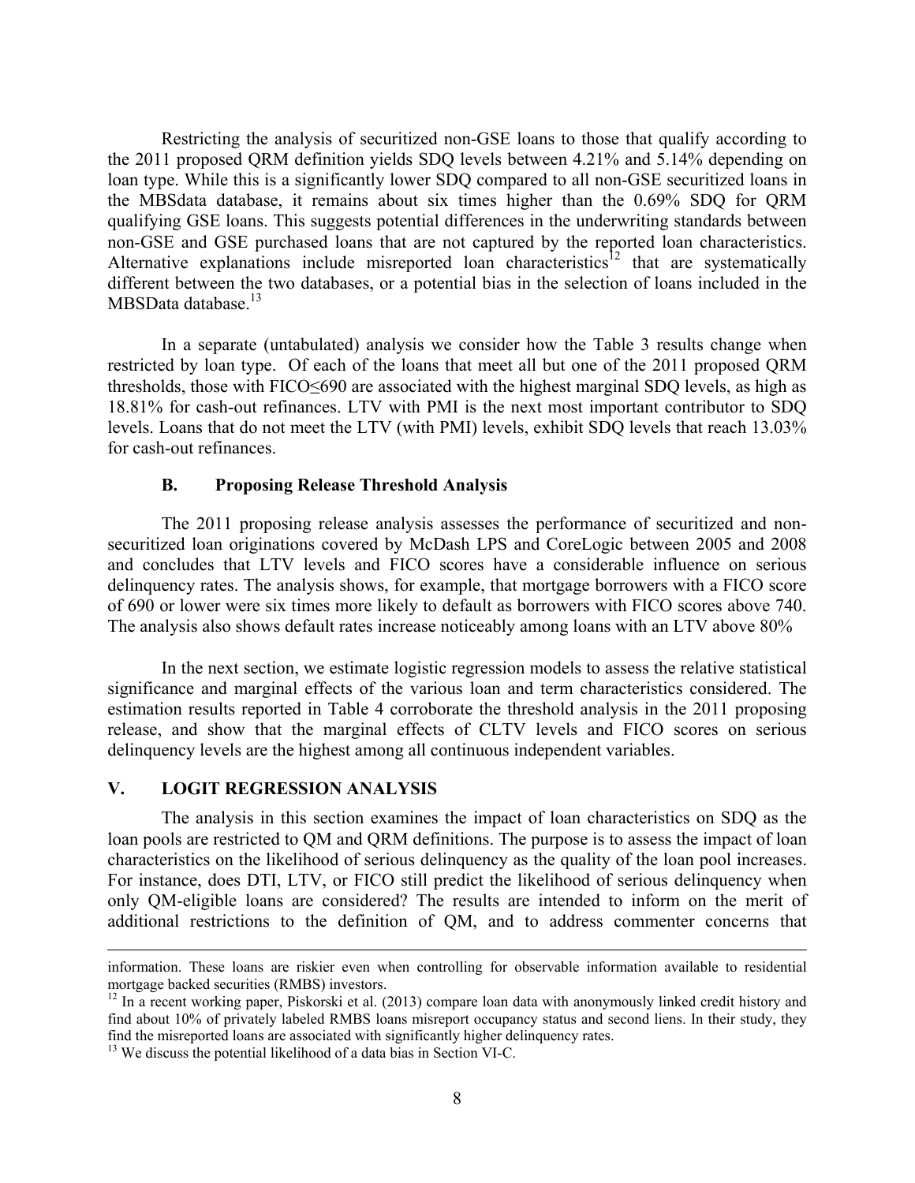Restricting the analysis of securitized non-GSE loans to those that qualify according to the 2011 proposed QRM definition yields SDQ levels between 4.21% and 5.14% depending on loan type. While this is a significantly lower SDQ compared to all non-GSE securitized loans in the MBSdata database, it remains about six times higher than the 0.69% SDQ for QRM qualifying GSE loans. This suggests potential differences in the underwriting standards between non-GSE and GSE purchased loans that are not captured by the reported loan characteristics. Alternative explanations include misreported loan characteristics[12] that are systematically different between the two databases, or a potential bias in the selection of loans included in the MBSData database.[13]

In a separate (untabulated) analysis we consider how the Table 3 results change when restricted by loan type. Of each of the loans that meet all but one of the 2011 proposed QRM thresholds, those with FICO≤690 are associated with the highest marginal SDQ levels, as high as 18.81% for cash-out refinances. LTV with PMI is the next most important contributor to SDQ levels. Loans that do not meet the LTV (with PMI) levels, exhibit SDQ levels that reach 13.03% for cash-out refinances.

### B. Proposing Release Threshold Analysis

The 2011 proposing release analysis assesses the performance of securitized and non-securitized loan originations covered by McDash LPS and CoreLogic between 2005 and 2008 and concludes that LTV levels and FICO scores have a considerable influence on serious delinquency rates. The analysis shows, for example, that mortgage borrowers with a FICO score of 690 or lower were six times more likely to default as borrowers with FICO scores above 740. The analysis also shows default rates increase noticeably among loans with an LTV above 80%

In the next section, we estimate logistic regression models to assess the relative statistical significance and marginal effects of the various loan and term characteristics considered. The estimation results reported in Table 4 corroborate the threshold analysis in the 2011 proposing release, and show that the marginal effects of CLTV levels and FICO scores on serious delinquency levels are the highest among all continuous independent variables.

## V. LOGIT REGRESSION ANALYSIS

The analysis in this section examines the impact of loan characteristics on SDQ as the loan pools are restricted to QM and QRM definitions. The purpose is to assess the impact of loan characteristics on the likelihood of serious delinquency as the quality of the loan pool increases. For instance, does DTI, LTV, or FICO still predict the likelihood of serious delinquency when only QM-eligible loans are considered? The results are intended to inform on the merit of additional restrictions to the definition of QM, and to address commenter concerns that

---

information. These loans are riskier even when controlling for observable information available to residential mortgage backed securities (RMBS) investors.

[12] In a recent working paper, Piskorski et al. (2013) compare loan data with anonymously linked credit history and find about 10% of privately labeled RMBS loans misreport occupancy status and second liens. In their study, they find the misreported loans are associated with significantly higher delinquency rates.

[13] We discuss the potential likelihood of a data bias in Section VI-C.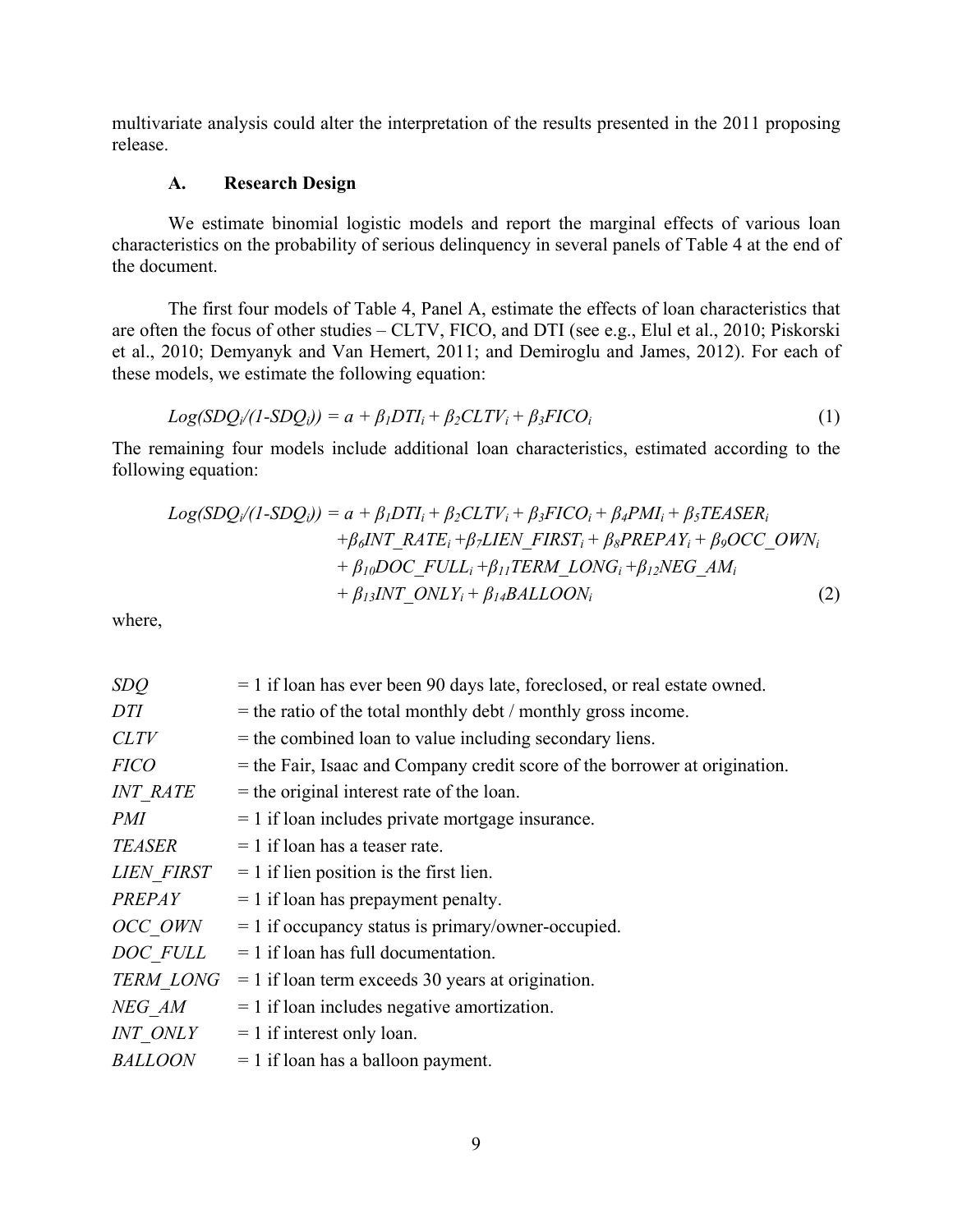multivariate analysis could alter the interpretation of the results presented in the 2011 proposing release.

### A. Research Design

We estimate binomial logistic models and report the marginal effects of various loan characteristics on the probability of serious delinquency in several panels of Table 4 at the end of the document.

The first four models of Table 4, Panel A, estimate the effects of loan characteristics that are often the focus of other studies – CLTV, FICO, and DTI (see e.g., Elul et al., 2010; Piskorski et al., 2010; Demyanyk and Van Hemert, 2011; and Demiroglu and James, 2012). For each of these models, we estimate the following equation:

$$Log(SDQ_i/(1-SDQ_i)) = a + \beta_1 DTI_i + \beta_2 CLTV_i + \beta_3 FICO_i \quad (1)$$

The remaining four models include additional loan characteristics, estimated according to the following equation:

$$\begin{aligned} Log(SDQ_i/(1-SDQ_i)) = a &+ \beta_1 DTI_i + \beta_2 CLTV_i + \beta_3 FICO_i + \beta_4 PMI_i + \beta_5 TEASER_i \\ &+ \beta_6 INT\_RATE_i + \beta_7 LIEN\_FIRST_i + \beta_8 PREPAY_i + \beta_9 OCC\_OWN_i \\ &+ \beta_{10} DOC\_FULL_i + \beta_{11} TERM\_LONG_i + \beta_{12} NEG\_AM_i \\ &+ \beta_{13} INT\_ONLY_i + \beta_{14} BALLOON_i \end{aligned} \quad (2)$$

where,

| | |
|---|---|
| *SDQ* | = 1 if loan has ever been 90 days late, foreclosed, or real estate owned. |
| *DTI* | = the ratio of the total monthly debt / monthly gross income. |
| *CLTV* | = the combined loan to value including secondary liens. |
| *FICO* | = the Fair, Isaac and Company credit score of the borrower at origination. |
| *INT_RATE* | = the original interest rate of the loan. |
| *PMI* | = 1 if loan includes private mortgage insurance. |
| *TEASER* | = 1 if loan has a teaser rate. |
| *LIEN_FIRST* | = 1 if lien position is the first lien. |
| *PREPAY* | = 1 if loan has prepayment penalty. |
| *OCC_OWN* | = 1 if occupancy status is primary/owner-occupied. |
| *DOC_FULL* | = 1 if loan has full documentation. |
| *TERM_LONG* | = 1 if loan term exceeds 30 years at origination. |
| *NEG_AM* | = 1 if loan includes negative amortization. |
| *INT_ONLY* | = 1 if interest only loan. |
| *BALLOON* | = 1 if loan has a balloon payment. |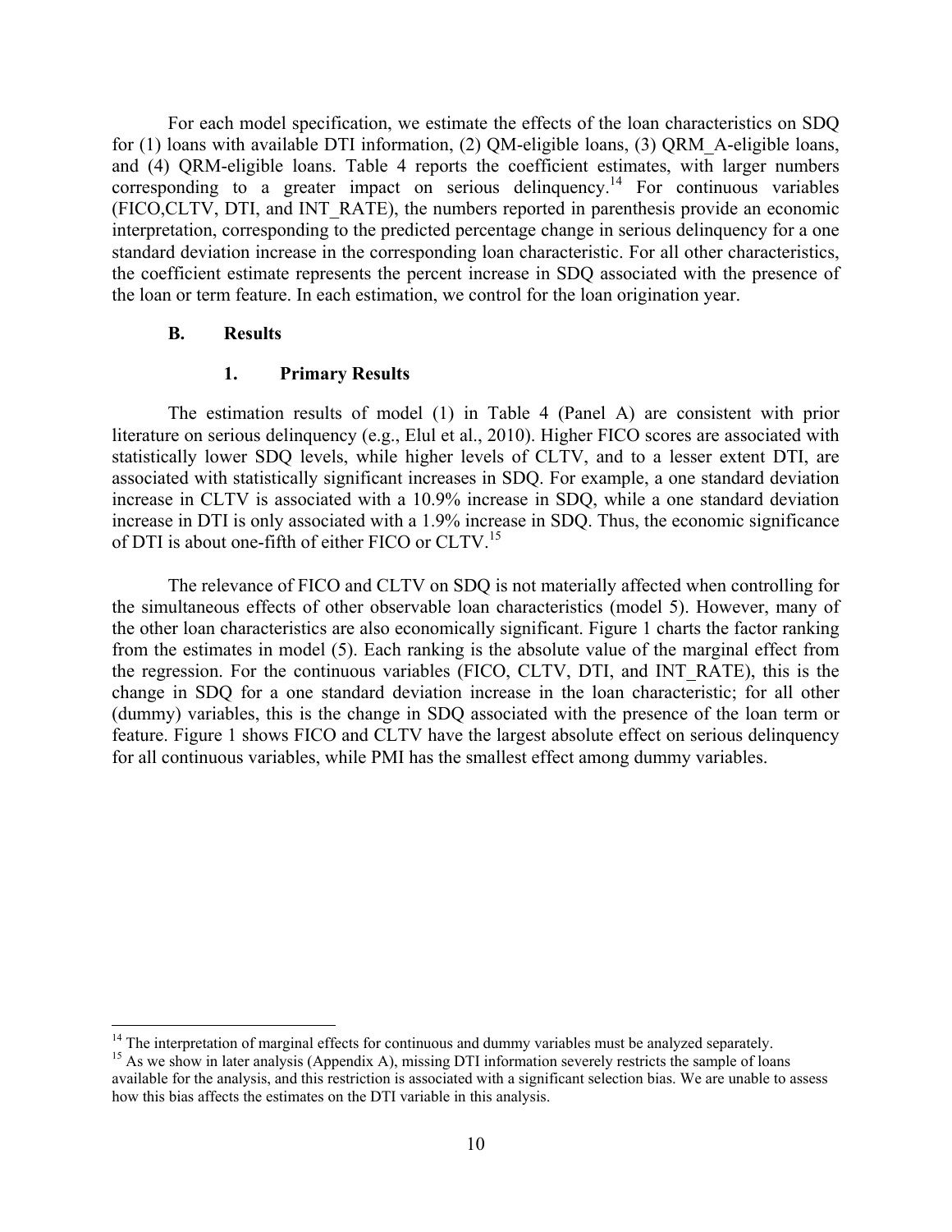For each model specification, we estimate the effects of the loan characteristics on SDQ for (1) loans with available DTI information, (2) QM-eligible loans, (3) QRM_A-eligible loans, and (4) QRM-eligible loans. Table 4 reports the coefficient estimates, with larger numbers corresponding to a greater impact on serious delinquency.[14] For continuous variables (FICO,CLTV, DTI, and INT_RATE), the numbers reported in parenthesis provide an economic interpretation, corresponding to the predicted percentage change in serious delinquency for a one standard deviation increase in the corresponding loan characteristic. For all other characteristics, the coefficient estimate represents the percent increase in SDQ associated with the presence of the loan or term feature. In each estimation, we control for the loan origination year.

### B. Results

#### 1. Primary Results

The estimation results of model (1) in Table 4 (Panel A) are consistent with prior literature on serious delinquency (e.g., Elul et al., 2010). Higher FICO scores are associated with statistically lower SDQ levels, while higher levels of CLTV, and to a lesser extent DTI, are associated with statistically significant increases in SDQ. For example, a one standard deviation increase in CLTV is associated with a 10.9% increase in SDQ, while a one standard deviation increase in DTI is only associated with a 1.9% increase in SDQ. Thus, the economic significance of DTI is about one-fifth of either FICO or CLTV.[15]

The relevance of FICO and CLTV on SDQ is not materially affected when controlling for the simultaneous effects of other observable loan characteristics (model 5). However, many of the other loan characteristics are also economically significant. Figure 1 charts the factor ranking from the estimates in model (5). Each ranking is the absolute value of the marginal effect from the regression. For the continuous variables (FICO, CLTV, DTI, and INT_RATE), this is the change in SDQ for a one standard deviation increase in the loan characteristic; for all other (dummy) variables, this is the change in SDQ associated with the presence of the loan term or feature. Figure 1 shows FICO and CLTV have the largest absolute effect on serious delinquency for all continuous variables, while PMI has the smallest effect among dummy variables.

---

[14] The interpretation of marginal effects for continuous and dummy variables must be analyzed separately.

[15] As we show in later analysis (Appendix A), missing DTI information severely restricts the sample of loans available for the analysis, and this restriction is associated with a significant selection bias. We are unable to assess how this bias affects the estimates on the DTI variable in this analysis.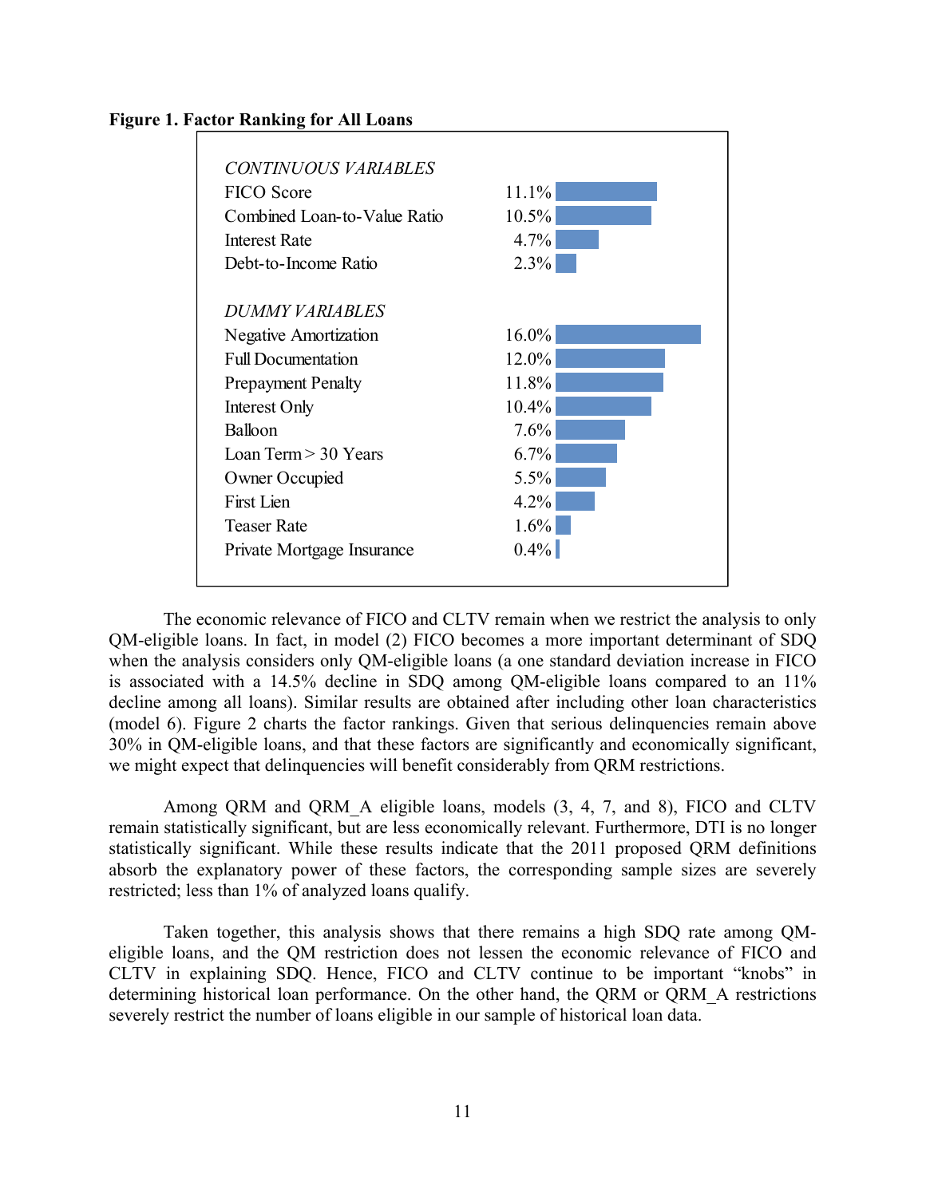**Figure 1. Factor Ranking for All Loans**

| *CONTINUOUS VARIABLES* | |
|---|---|
| FICO Score | 11.1% |
| Combined Loan-to-Value Ratio | 10.5% |
| Interest Rate | 4.7% |
| Debt-to-Income Ratio | 2.3% |
| *DUMMY VARIABLES* | |
| Negative Amortization | 16.0% |
| Full Documentation | 12.0% |
| Prepayment Penalty | 11.8% |
| Interest Only | 10.4% |
| Balloon | 7.6% |
| Loan Term > 30 Years | 6.7% |
| Owner Occupied | 5.5% |
| First Lien | 4.2% |
| Teaser Rate | 1.6% |
| Private Mortgage Insurance | 0.4% |

The economic relevance of FICO and CLTV remain when we restrict the analysis to only QM-eligible loans. In fact, in model (2) FICO becomes a more important determinant of SDQ when the analysis considers only QM-eligible loans (a one standard deviation increase in FICO is associated with a 14.5% decline in SDQ among QM-eligible loans compared to an 11% decline among all loans). Similar results are obtained after including other loan characteristics (model 6). Figure 2 charts the factor rankings. Given that serious delinquencies remain above 30% in QM-eligible loans, and that these factors are significantly and economically significant, we might expect that delinquencies will benefit considerably from QRM restrictions.

Among QRM and QRM_A eligible loans, models (3, 4, 7, and 8), FICO and CLTV remain statistically significant, but are less economically relevant. Furthermore, DTI is no longer statistically significant. While these results indicate that the 2011 proposed QRM definitions absorb the explanatory power of these factors, the corresponding sample sizes are severely restricted; less than 1% of analyzed loans qualify.

Taken together, this analysis shows that there remains a high SDQ rate among QM-eligible loans, and the QM restriction does not lessen the economic relevance of FICO and CLTV in explaining SDQ. Hence, FICO and CLTV continue to be important "knobs" in determining historical loan performance. On the other hand, the QRM or QRM_A restrictions severely restrict the number of loans eligible in our sample of historical loan data.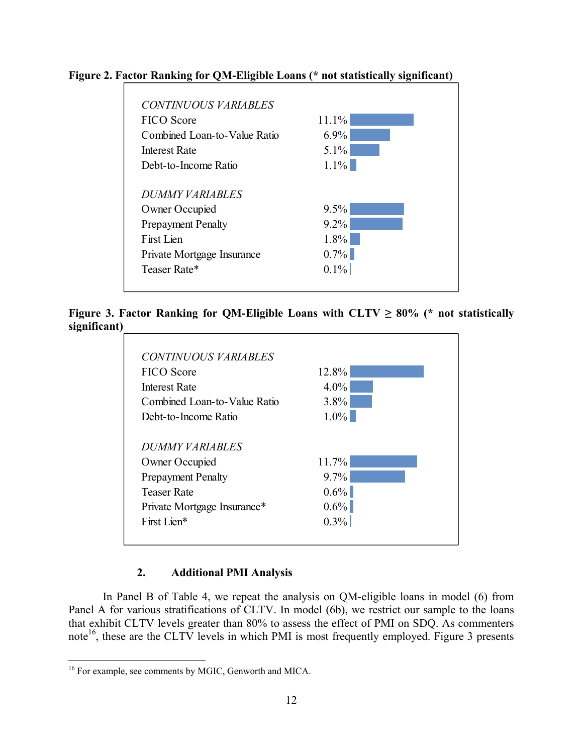**Figure 2. Factor Ranking for QM-Eligible Loans (* not statistically significant)**

| *CONTINUOUS VARIABLES* | |
|---|---|
| FICO Score | 11.1% |
| Combined Loan-to-Value Ratio | 6.9% |
| Interest Rate | 5.1% |
| Debt-to-Income Ratio | 1.1% |
| *DUMMY VARIABLES* | |
| Owner Occupied | 9.5% |
| Prepayment Penalty | 9.2% |
| First Lien | 1.8% |
| Private Mortgage Insurance | 0.7% |
| Teaser Rate* | 0.1% |

**Figure 3. Factor Ranking for QM-Eligible Loans with CLTV ≥ 80% (* not statistically significant)**

| *CONTINUOUS VARIABLES* | |
|---|---|
| FICO Score | 12.8% |
| Interest Rate | 4.0% |
| Combined Loan-to-Value Ratio | 3.8% |
| Debt-to-Income Ratio | 1.0% |
| *DUMMY VARIABLES* | |
| Owner Occupied | 11.7% |
| Prepayment Penalty | 9.7% |
| Teaser Rate | 0.6% |
| Private Mortgage Insurance* | 0.6% |
| First Lien* | 0.3% |

### 2. Additional PMI Analysis

In Panel B of Table 4, we repeat the analysis on QM-eligible loans in model (6) from Panel A for various stratifications of CLTV. In model (6b), we restrict our sample to the loans that exhibit CLTV levels greater than 80% to assess the effect of PMI on SDQ. As commenters note[16], these are the CLTV levels in which PMI is most frequently employed. Figure 3 presents

[16] For example, see comments by MGIC, Genworth and MICA.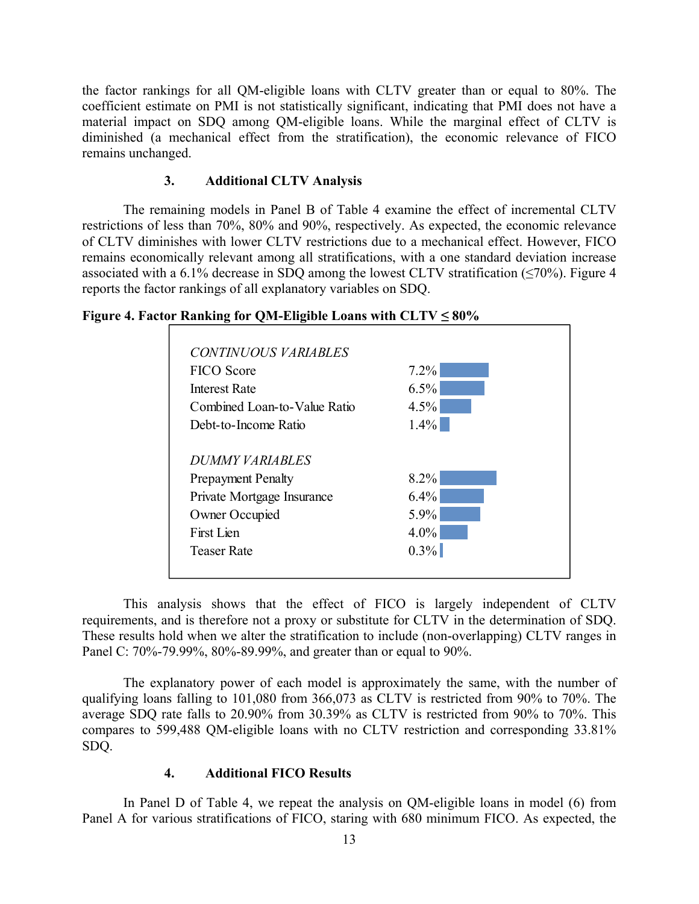the factor rankings for all QM-eligible loans with CLTV greater than or equal to 80%. The coefficient estimate on PMI is not statistically significant, indicating that PMI does not have a material impact on SDQ among QM-eligible loans. While the marginal effect of CLTV is diminished (a mechanical effect from the stratification), the economic relevance of FICO remains unchanged.

### 3. Additional CLTV Analysis

The remaining models in Panel B of Table 4 examine the effect of incremental CLTV restrictions of less than 70%, 80% and 90%, respectively. As expected, the economic relevance of CLTV diminishes with lower CLTV restrictions due to a mechanical effect. However, FICO remains economically relevant among all stratifications, with a one standard deviation increase associated with a 6.1% decrease in SDQ among the lowest CLTV stratification (≤70%). Figure 4 reports the factor rankings of all explanatory variables on SDQ.

**Figure 4. Factor Ranking for QM-Eligible Loans with CLTV ≤ 80%**

| *CONTINUOUS VARIABLES* | |
|---|---|
| FICO Score | 7.2% |
| Interest Rate | 6.5% |
| Combined Loan-to-Value Ratio | 4.5% |
| Debt-to-Income Ratio | 1.4% |
| *DUMMY VARIABLES* | |
| Prepayment Penalty | 8.2% |
| Private Mortgage Insurance | 6.4% |
| Owner Occupied | 5.9% |
| First Lien | 4.0% |
| Teaser Rate | 0.3% |

This analysis shows that the effect of FICO is largely independent of CLTV requirements, and is therefore not a proxy or substitute for CLTV in the determination of SDQ. These results hold when we alter the stratification to include (non-overlapping) CLTV ranges in Panel C: 70%-79.99%, 80%-89.99%, and greater than or equal to 90%.

The explanatory power of each model is approximately the same, with the number of qualifying loans falling to 101,080 from 366,073 as CLTV is restricted from 90% to 70%. The average SDQ rate falls to 20.90% from 30.39% as CLTV is restricted from 90% to 70%. This compares to 599,488 QM-eligible loans with no CLTV restriction and corresponding 33.81% SDQ.

### 4. Additional FICO Results

In Panel D of Table 4, we repeat the analysis on QM-eligible loans in model (6) from Panel A for various stratifications of FICO, staring with 680 minimum FICO. As expected, the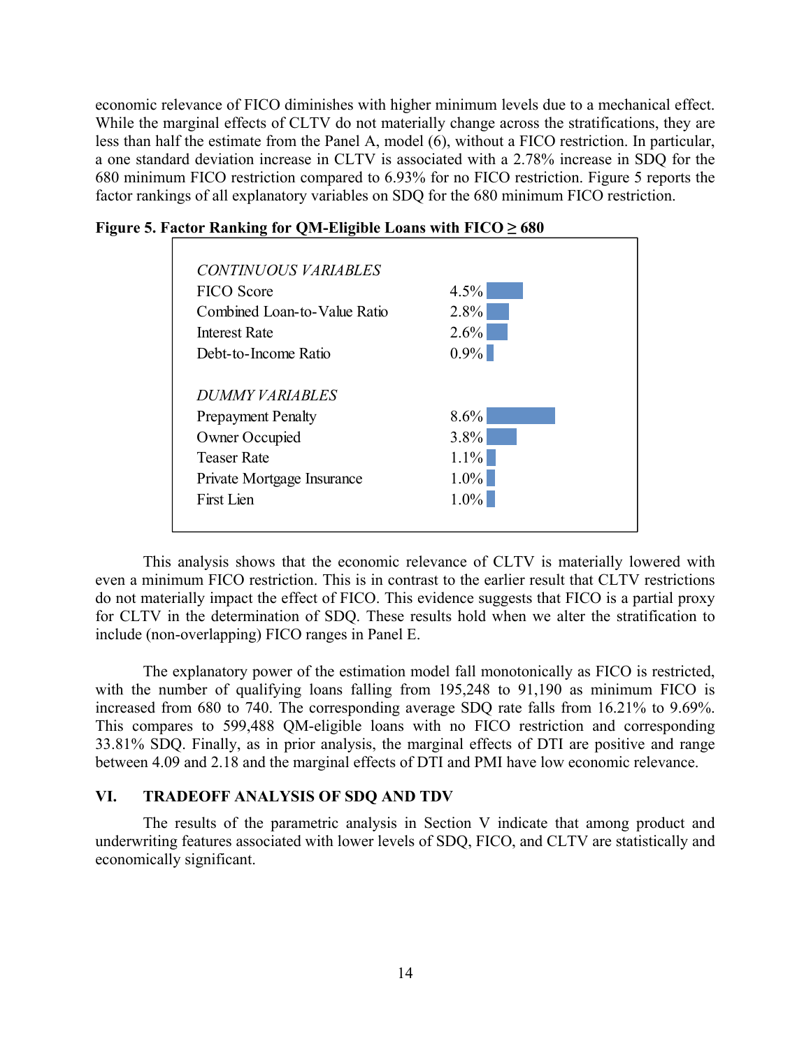economic relevance of FICO diminishes with higher minimum levels due to a mechanical effect. While the marginal effects of CLTV do not materially change across the stratifications, they are less than half the estimate from the Panel A, model (6), without a FICO restriction. In particular, a one standard deviation increase in CLTV is associated with a 2.78% increase in SDQ for the 680 minimum FICO restriction compared to 6.93% for no FICO restriction. Figure 5 reports the factor rankings of all explanatory variables on SDQ for the 680 minimum FICO restriction.

**Figure 5. Factor Ranking for QM-Eligible Loans with FICO ≥ 680**

| *CONTINUOUS VARIABLES* | |
|---|---|
| FICO Score | 4.5% |
| Combined Loan-to-Value Ratio | 2.8% |
| Interest Rate | 2.6% |
| Debt-to-Income Ratio | 0.9% |
| *DUMMY VARIABLES* | |
| Prepayment Penalty | 8.6% |
| Owner Occupied | 3.8% |
| Teaser Rate | 1.1% |
| Private Mortgage Insurance | 1.0% |
| First Lien | 1.0% |

This analysis shows that the economic relevance of CLTV is materially lowered with even a minimum FICO restriction. This is in contrast to the earlier result that CLTV restrictions do not materially impact the effect of FICO. This evidence suggests that FICO is a partial proxy for CLTV in the determination of SDQ. These results hold when we alter the stratification to include (non-overlapping) FICO ranges in Panel E.

The explanatory power of the estimation model fall monotonically as FICO is restricted, with the number of qualifying loans falling from 195,248 to 91,190 as minimum FICO is increased from 680 to 740. The corresponding average SDQ rate falls from 16.21% to 9.69%. This compares to 599,488 QM-eligible loans with no FICO restriction and corresponding 33.81% SDQ. Finally, as in prior analysis, the marginal effects of DTI are positive and range between 4.09 and 2.18 and the marginal effects of DTI and PMI have low economic relevance.

## VI. TRADEOFF ANALYSIS OF SDQ AND TDV

The results of the parametric analysis in Section V indicate that among product and underwriting features associated with lower levels of SDQ, FICO, and CLTV are statistically and economically significant.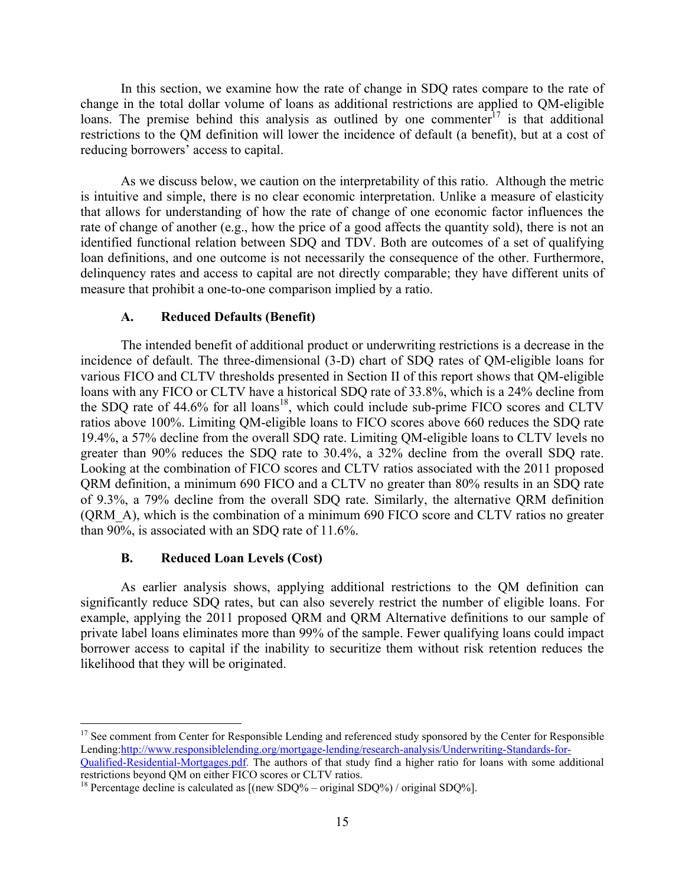In this section, we examine how the rate of change in SDQ rates compare to the rate of change in the total dollar volume of loans as additional restrictions are applied to QM-eligible loans. The premise behind this analysis as outlined by one commenter[17] is that additional restrictions to the QM definition will lower the incidence of default (a benefit), but at a cost of reducing borrowers' access to capital.

As we discuss below, we caution on the interpretability of this ratio. Although the metric is intuitive and simple, there is no clear economic interpretation. Unlike a measure of elasticity that allows for understanding of how the rate of change of one economic factor influences the rate of change of another (e.g., how the price of a good affects the quantity sold), there is not an identified functional relation between SDQ and TDV. Both are outcomes of a set of qualifying loan definitions, and one outcome is not necessarily the consequence of the other. Furthermore, delinquency rates and access to capital are not directly comparable; they have different units of measure that prohibit a one-to-one comparison implied by a ratio.

### A. Reduced Defaults (Benefit)

The intended benefit of additional product or underwriting restrictions is a decrease in the incidence of default. The three-dimensional (3-D) chart of SDQ rates of QM-eligible loans for various FICO and CLTV thresholds presented in Section II of this report shows that QM-eligible loans with any FICO or CLTV have a historical SDQ rate of 33.8%, which is a 24% decline from the SDQ rate of 44.6% for all loans[18], which could include sub-prime FICO scores and CLTV ratios above 100%. Limiting QM-eligible loans to FICO scores above 660 reduces the SDQ rate 19.4%, a 57% decline from the overall SDQ rate. Limiting QM-eligible loans to CLTV levels no greater than 90% reduces the SDQ rate to 30.4%, a 32% decline from the overall SDQ rate. Looking at the combination of FICO scores and CLTV ratios associated with the 2011 proposed QRM definition, a minimum 690 FICO and a CLTV no greater than 80% results in an SDQ rate of 9.3%, a 79% decline from the overall SDQ rate. Similarly, the alternative QRM definition (QRM_A), which is the combination of a minimum 690 FICO score and CLTV ratios no greater than 90%, is associated with an SDQ rate of 11.6%.

### B. Reduced Loan Levels (Cost)

As earlier analysis shows, applying additional restrictions to the QM definition can significantly reduce SDQ rates, but can also severely restrict the number of eligible loans. For example, applying the 2011 proposed QRM and QRM Alternative definitions to our sample of private label loans eliminates more than 99% of the sample. Fewer qualifying loans could impact borrower access to capital if the inability to securitize them without risk retention reduces the likelihood that they will be originated.

---

[17] See comment from Center for Responsible Lending and referenced study sponsored by the Center for Responsible Lending:http://www.responsiblelending.org/mortgage-lending/research-analysis/Underwriting-Standards-for-Qualified-Residential-Mortgages.pdf. The authors of that study find a higher ratio for loans with some additional restrictions beyond QM on either FICO scores or CLTV ratios.

[18] Percentage decline is calculated as [(new SDQ% – original SDQ%) / original SDQ%].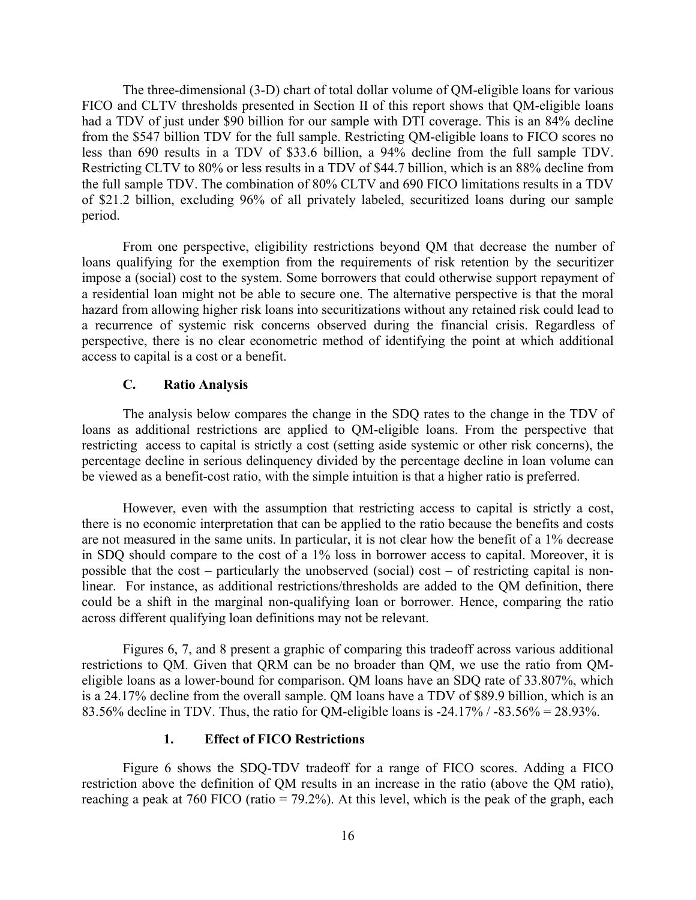The three-dimensional (3-D) chart of total dollar volume of QM-eligible loans for various FICO and CLTV thresholds presented in Section II of this report shows that QM-eligible loans had a TDV of just under $90 billion for our sample with DTI coverage. This is an 84% decline from the $547 billion TDV for the full sample. Restricting QM-eligible loans to FICO scores no less than 690 results in a TDV of $33.6 billion, a 94% decline from the full sample TDV. Restricting CLTV to 80% or less results in a TDV of $44.7 billion, which is an 88% decline from the full sample TDV. The combination of 80% CLTV and 690 FICO limitations results in a TDV of $21.2 billion, excluding 96% of all privately labeled, securitized loans during our sample period.

From one perspective, eligibility restrictions beyond QM that decrease the number of loans qualifying for the exemption from the requirements of risk retention by the securitizer impose a (social) cost to the system. Some borrowers that could otherwise support repayment of a residential loan might not be able to secure one. The alternative perspective is that the moral hazard from allowing higher risk loans into securitizations without any retained risk could lead to a recurrence of systemic risk concerns observed during the financial crisis. Regardless of perspective, there is no clear econometric method of identifying the point at which additional access to capital is a cost or a benefit.

### C. Ratio Analysis

The analysis below compares the change in the SDQ rates to the change in the TDV of loans as additional restrictions are applied to QM-eligible loans. From the perspective that restricting access to capital is strictly a cost (setting aside systemic or other risk concerns), the percentage decline in serious delinquency divided by the percentage decline in loan volume can be viewed as a benefit-cost ratio, with the simple intuition is that a higher ratio is preferred.

However, even with the assumption that restricting access to capital is strictly a cost, there is no economic interpretation that can be applied to the ratio because the benefits and costs are not measured in the same units. In particular, it is not clear how the benefit of a 1% decrease in SDQ should compare to the cost of a 1% loss in borrower access to capital. Moreover, it is possible that the cost – particularly the unobserved (social) cost – of restricting capital is non-linear. For instance, as additional restrictions/thresholds are added to the QM definition, there could be a shift in the marginal non-qualifying loan or borrower. Hence, comparing the ratio across different qualifying loan definitions may not be relevant.

Figures 6, 7, and 8 present a graphic of comparing this tradeoff across various additional restrictions to QM. Given that QRM can be no broader than QM, we use the ratio from QM-eligible loans as a lower-bound for comparison. QM loans have an SDQ rate of 33.807%, which is a 24.17% decline from the overall sample. QM loans have a TDV of $89.9 billion, which is an 83.56% decline in TDV. Thus, the ratio for QM-eligible loans is -24.17% / -83.56% = 28.93%.

#### 1. Effect of FICO Restrictions

Figure 6 shows the SDQ-TDV tradeoff for a range of FICO scores. Adding a FICO restriction above the definition of QM results in an increase in the ratio (above the QM ratio), reaching a peak at 760 FICO (ratio = 79.2%). At this level, which is the peak of the graph, each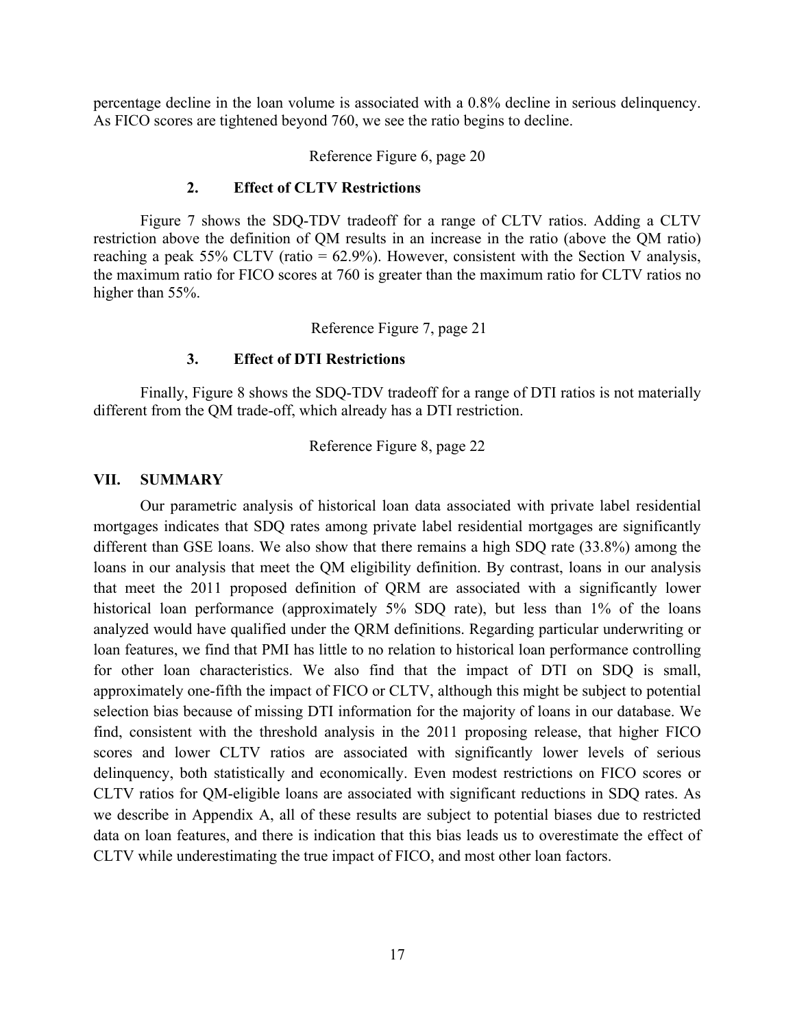percentage decline in the loan volume is associated with a 0.8% decline in serious delinquency. As FICO scores are tightened beyond 760, we see the ratio begins to decline.

Reference Figure 6, page 20

### 2. Effect of CLTV Restrictions

Figure 7 shows the SDQ-TDV tradeoff for a range of CLTV ratios. Adding a CLTV restriction above the definition of QM results in an increase in the ratio (above the QM ratio) reaching a peak 55% CLTV (ratio = 62.9%). However, consistent with the Section V analysis, the maximum ratio for FICO scores at 760 is greater than the maximum ratio for CLTV ratios no higher than 55%.

Reference Figure 7, page 21

### 3. Effect of DTI Restrictions

Finally, Figure 8 shows the SDQ-TDV tradeoff for a range of DTI ratios is not materially different from the QM trade-off, which already has a DTI restriction.

Reference Figure 8, page 22

## VII. SUMMARY

Our parametric analysis of historical loan data associated with private label residential mortgages indicates that SDQ rates among private label residential mortgages are significantly different than GSE loans. We also show that there remains a high SDQ rate (33.8%) among the loans in our analysis that meet the QM eligibility definition. By contrast, loans in our analysis that meet the 2011 proposed definition of QRM are associated with a significantly lower historical loan performance (approximately 5% SDQ rate), but less than 1% of the loans analyzed would have qualified under the QRM definitions. Regarding particular underwriting or loan features, we find that PMI has little to no relation to historical loan performance controlling for other loan characteristics. We also find that the impact of DTI on SDQ is small, approximately one-fifth the impact of FICO or CLTV, although this might be subject to potential selection bias because of missing DTI information for the majority of loans in our database. We find, consistent with the threshold analysis in the 2011 proposing release, that higher FICO scores and lower CLTV ratios are associated with significantly lower levels of serious delinquency, both statistically and economically. Even modest restrictions on FICO scores or CLTV ratios for QM-eligible loans are associated with significant reductions in SDQ rates. As we describe in Appendix A, all of these results are subject to potential biases due to restricted data on loan features, and there is indication that this bias leads us to overestimate the effect of CLTV while underestimating the true impact of FICO, and most other loan factors.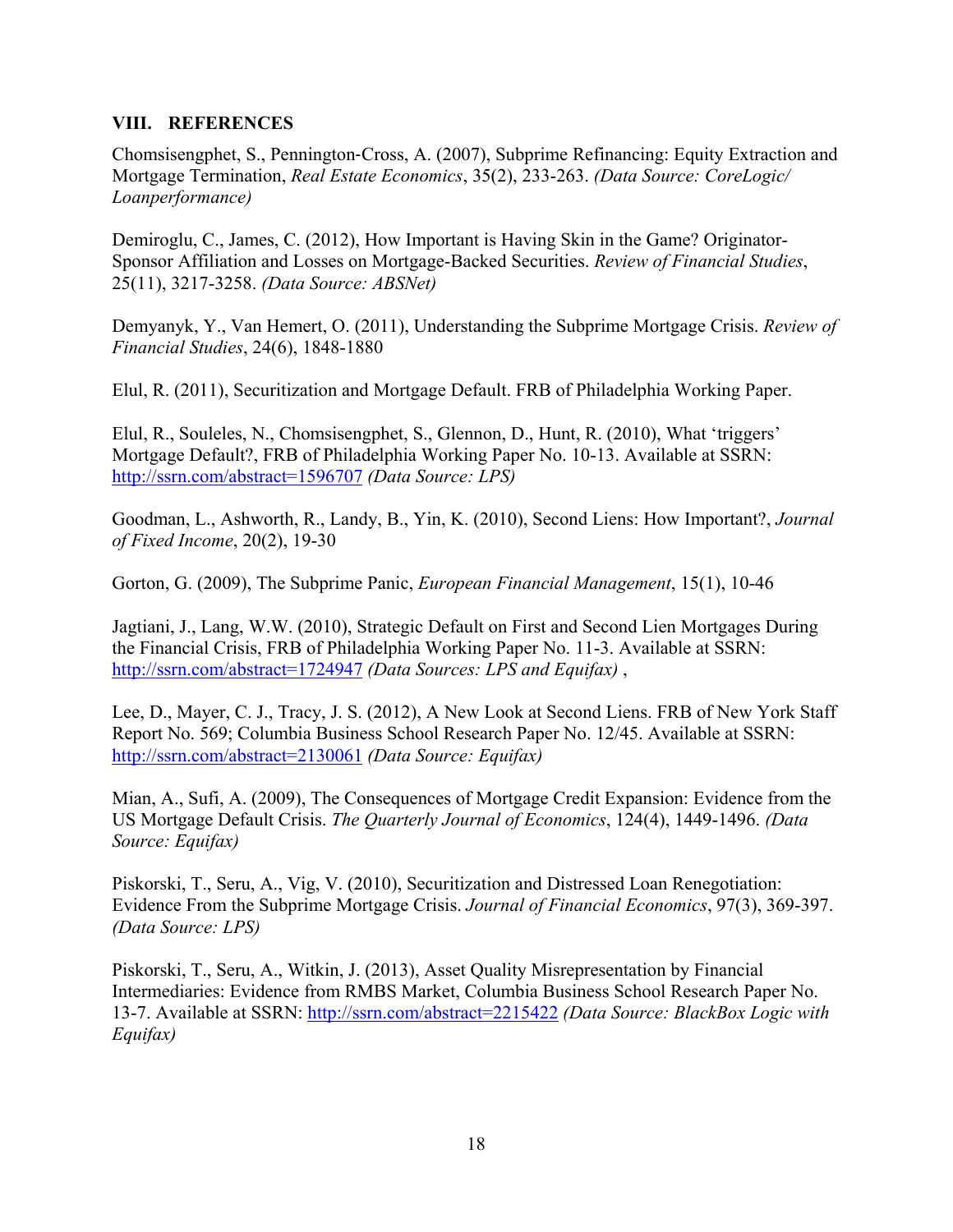## VIII. REFERENCES

Chomsisengphet, S., Pennington-Cross, A. (2007), Subprime Refinancing: Equity Extraction and Mortgage Termination, *Real Estate Economics*, 35(2), 233-263. *(Data Source: CoreLogic/ Loanperformance)*

Demiroglu, C., James, C. (2012), How Important is Having Skin in the Game? Originator-Sponsor Affiliation and Losses on Mortgage-Backed Securities. *Review of Financial Studies*, 25(11), 3217-3258. *(Data Source: ABSNet)*

Demyanyk, Y., Van Hemert, O. (2011), Understanding the Subprime Mortgage Crisis. *Review of Financial Studies*, 24(6), 1848-1880

Elul, R. (2011), Securitization and Mortgage Default. FRB of Philadelphia Working Paper.

Elul, R., Souleles, N., Chomsisengphet, S., Glennon, D., Hunt, R. (2010), What 'triggers' Mortgage Default?, FRB of Philadelphia Working Paper No. 10-13. Available at SSRN: http://ssrn.com/abstract=1596707 *(Data Source: LPS)*

Goodman, L., Ashworth, R., Landy, B., Yin, K. (2010), Second Liens: How Important?, *Journal of Fixed Income*, 20(2), 19-30

Gorton, G. (2009), The Subprime Panic, *European Financial Management*, 15(1), 10-46

Jagtiani, J., Lang, W.W. (2010), Strategic Default on First and Second Lien Mortgages During the Financial Crisis, FRB of Philadelphia Working Paper No. 11-3. Available at SSRN: http://ssrn.com/abstract=1724947 *(Data Sources: LPS and Equifax)* ,

Lee, D., Mayer, C. J., Tracy, J. S. (2012), A New Look at Second Liens. FRB of New York Staff Report No. 569; Columbia Business School Research Paper No. 12/45. Available at SSRN: http://ssrn.com/abstract=2130061 *(Data Source: Equifax)*

Mian, A., Sufi, A. (2009), The Consequences of Mortgage Credit Expansion: Evidence from the US Mortgage Default Crisis. *The Quarterly Journal of Economics*, 124(4), 1449-1496. *(Data Source: Equifax)*

Piskorski, T., Seru, A., Vig, V. (2010), Securitization and Distressed Loan Renegotiation: Evidence From the Subprime Mortgage Crisis. *Journal of Financial Economics*, 97(3), 369-397. *(Data Source: LPS)*

Piskorski, T., Seru, A., Witkin, J. (2013), Asset Quality Misrepresentation by Financial Intermediaries: Evidence from RMBS Market, Columbia Business School Research Paper No. 13-7. Available at SSRN: http://ssrn.com/abstract=2215422 *(Data Source: BlackBox Logic with Equifax)*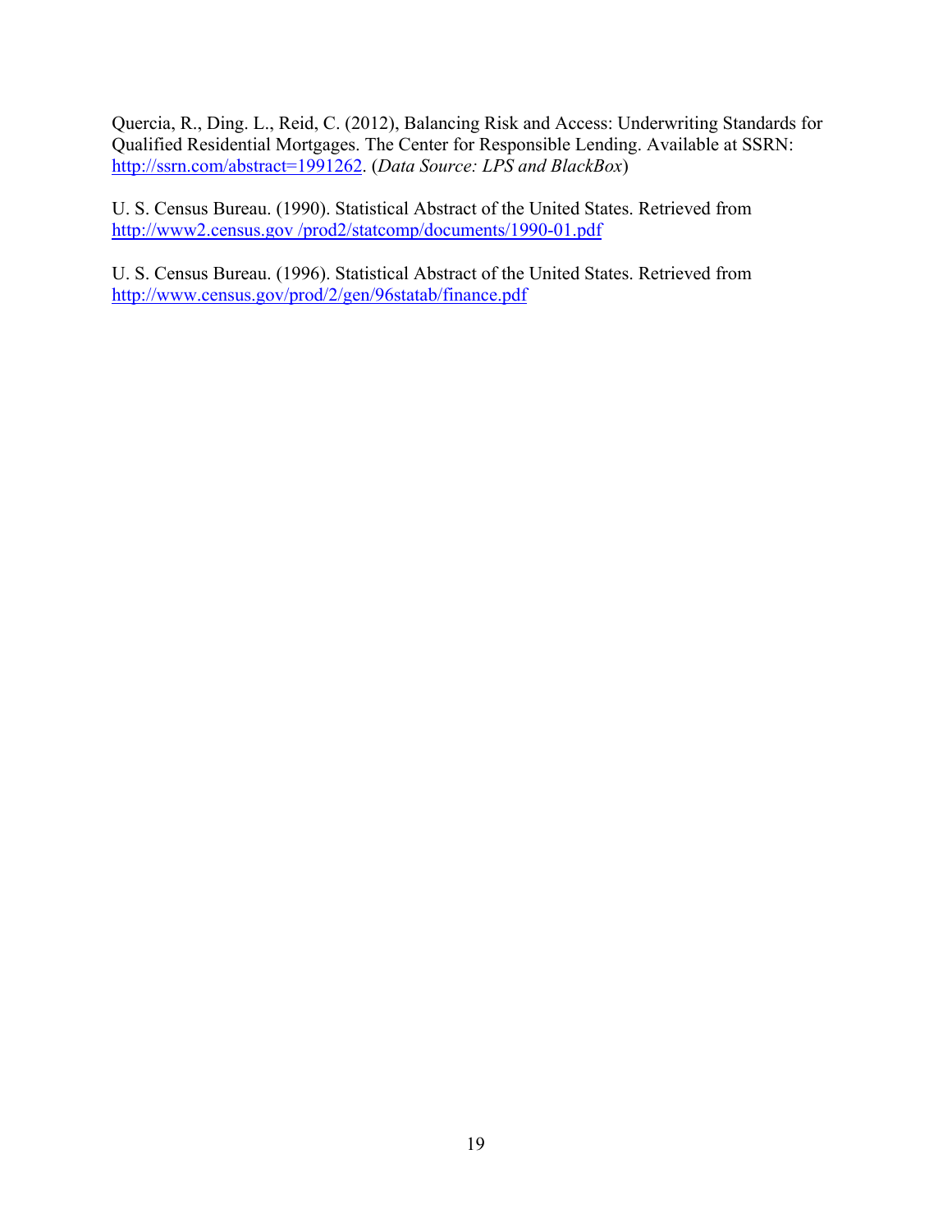Quercia, R., Ding. L., Reid, C. (2012), Balancing Risk and Access: Underwriting Standards for Qualified Residential Mortgages. The Center for Responsible Lending. Available at SSRN: http://ssrn.com/abstract=1991262. (*Data Source: LPS and BlackBox*)

U. S. Census Bureau. (1990). Statistical Abstract of the United States. Retrieved from http://www2.census.gov /prod2/statcomp/documents/1990-01.pdf

U. S. Census Bureau. (1996). Statistical Abstract of the United States. Retrieved from http://www.census.gov/prod/2/gen/96statab/finance.pdf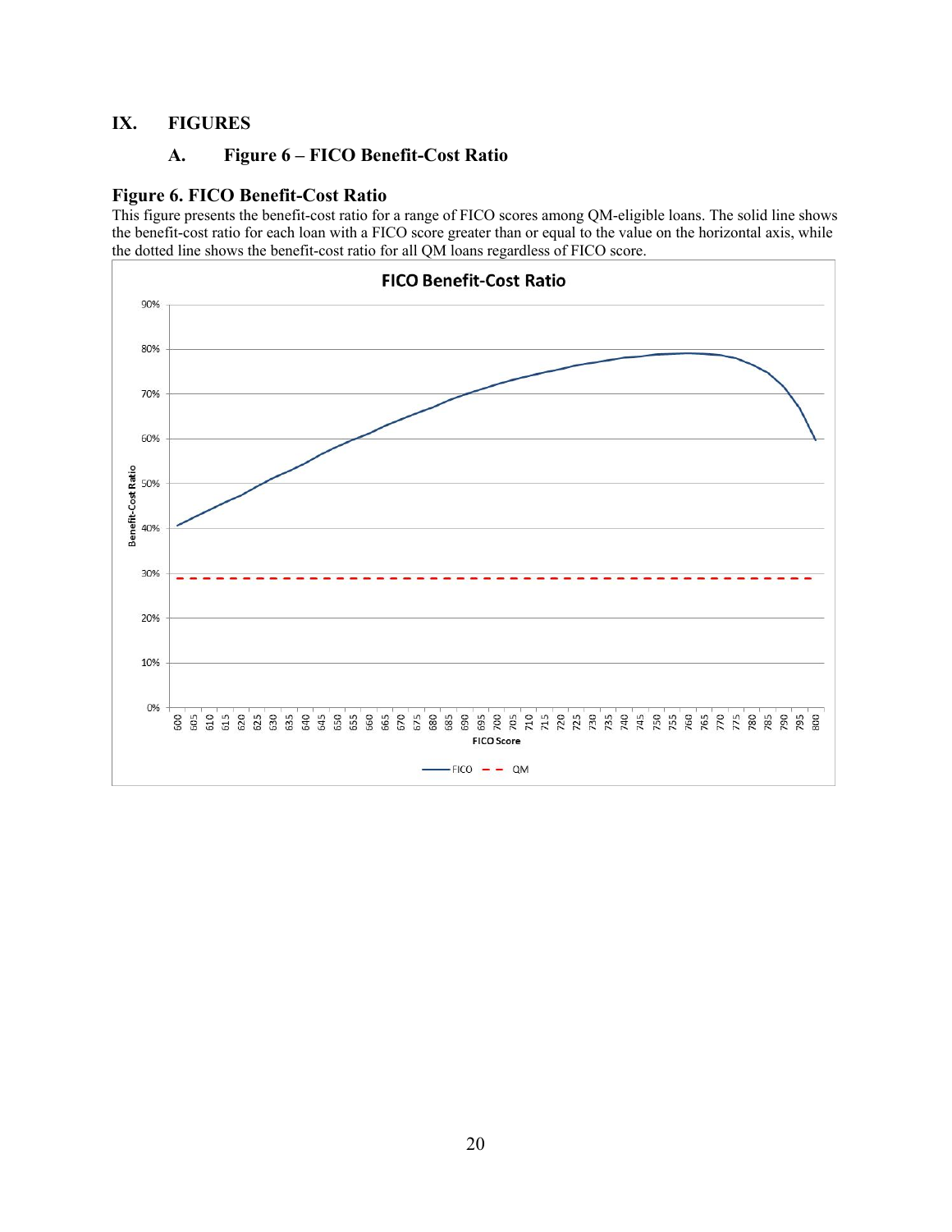# IX. FIGURES

## A. Figure 6 – FICO Benefit-Cost Ratio

**Figure 6. FICO Benefit-Cost Ratio**

This figure presents the benefit-cost ratio for a range of FICO scores among QM-eligible loans. The solid line shows the benefit-cost ratio for each loan with a FICO score greater than or equal to the value on the horizontal axis, while the dotted line shows the benefit-cost ratio for all QM loans regardless of FICO score.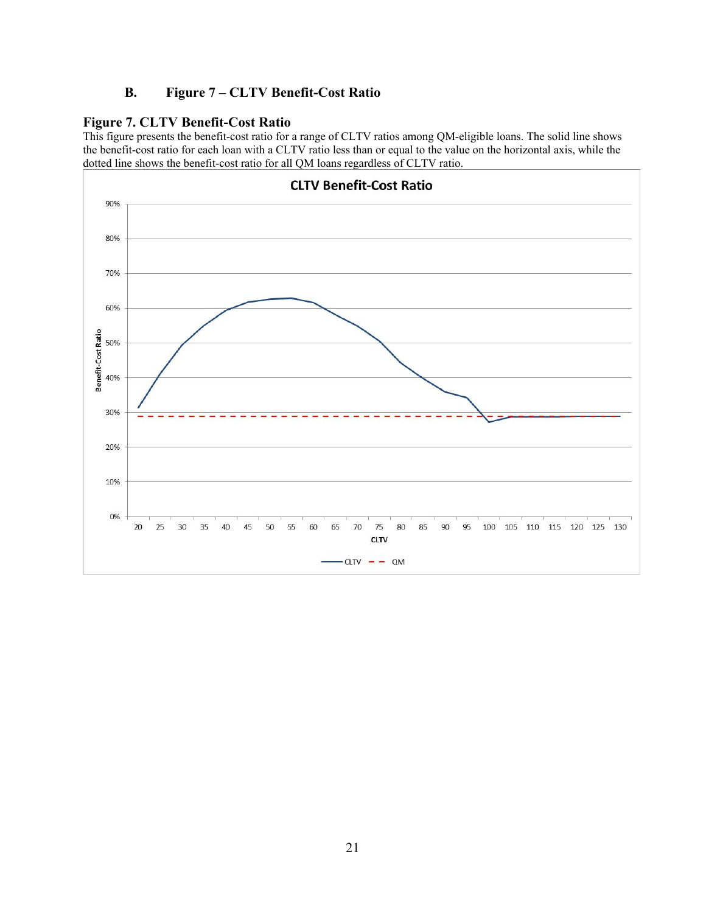### B. Figure 7 – CLTV Benefit-Cost Ratio

**Figure 7. CLTV Benefit-Cost Ratio**

This figure presents the benefit-cost ratio for a range of CLTV ratios among QM-eligible loans. The solid line shows the benefit-cost ratio for each loan with a CLTV ratio less than or equal to the value on the horizontal axis, while the dotted line shows the benefit-cost ratio for all QM loans regardless of CLTV ratio.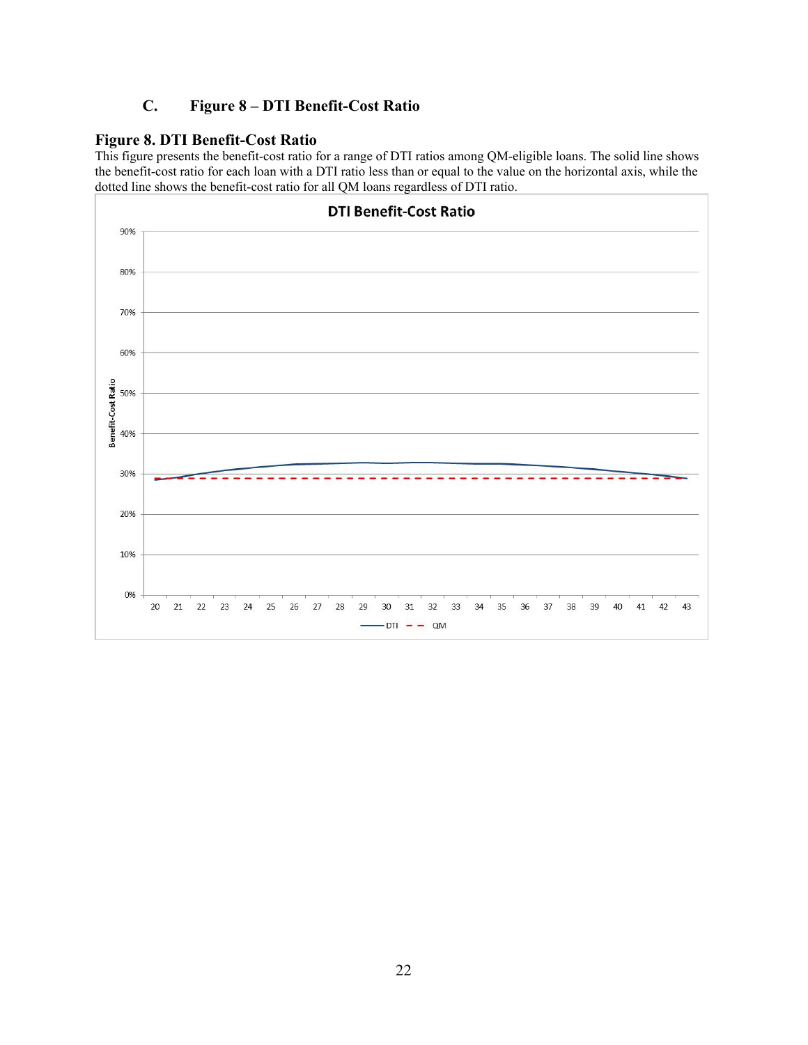### C. Figure 8 – DTI Benefit-Cost Ratio

**Figure 8. DTI Benefit-Cost Ratio**

This figure presents the benefit-cost ratio for a range of DTI ratios among QM-eligible loans. The solid line shows the benefit-cost ratio for each loan with a DTI ratio less than or equal to the value on the horizontal axis, while the dotted line shows the benefit-cost ratio for all QM loans regardless of DTI ratio.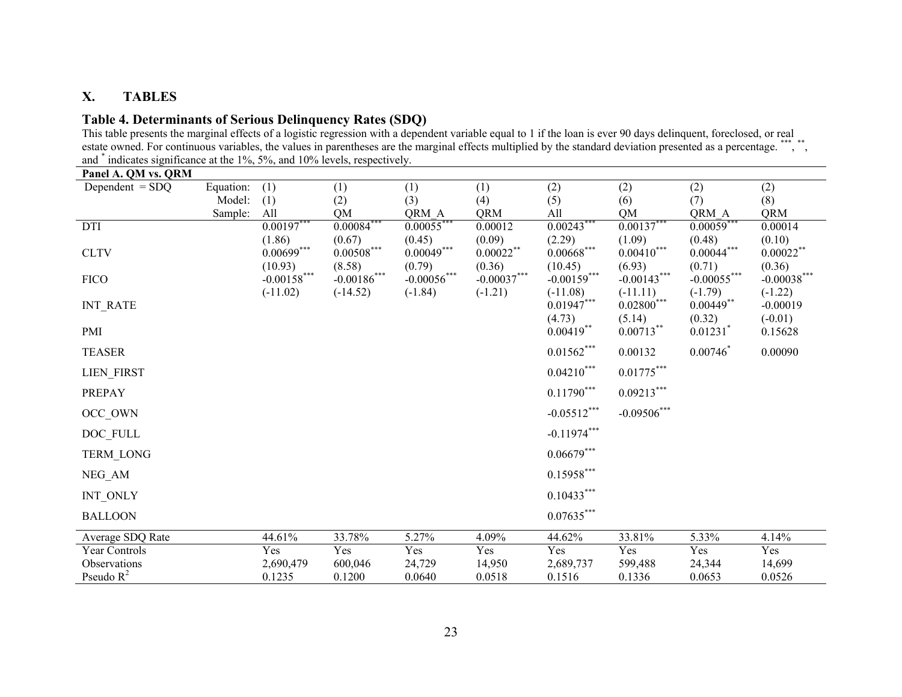## X. TABLES

### Table 4. Determinants of Serious Delinquency Rates (SDQ)

This table presents the marginal effects of a logistic regression with a dependent variable equal to 1 if the loan is ever 90 days delinquent, foreclosed, or real estate owned. For continuous variables, the values in parentheses are the marginal effects multiplied by the standard deviation presented as a percentage. ***, **, and * indicates significance at the 1%, 5%, and 10% levels, respectively.

**Panel A. QM vs. QRM**

| Dependent = SDQ | Equation: | (1) | (1) | (1) | (1) | (2) | (2) | (2) | (2) |
|---|---|---|---|---|---|---|---|---|---|
| | Model: | (1) | (2) | (3) | (4) | (5) | (6) | (7) | (8) |
| | Sample: | All | QM | QRM_A | QRM | All | QM | QRM_A | QRM |
| DTI | | 0.00197*** | 0.00084*** | 0.00055*** | 0.00012 | 0.00243*** | 0.00137*** | 0.00059*** | 0.00014 |
| | | (1.86) | (0.67) | (0.45) | (0.09) | (2.29) | (1.09) | (0.48) | (0.10) |
| CLTV | | 0.00699*** | 0.00508*** | 0.00049*** | 0.00022** | 0.00668*** | 0.00410*** | 0.00044*** | 0.00022** |
| | | (10.93) | (8.58) | (0.79) | (0.36) | (10.45) | (6.93) | (0.71) | (0.36) |
| FICO | | -0.00158*** | -0.00186*** | -0.00056*** | -0.00037*** | -0.00159*** | -0.00143*** | -0.00055*** | -0.00038*** |
| | | (-11.02) | (-14.52) | (-1.84) | (-1.21) | (-11.08) | (-11.11) | (-1.79) | (-1.22) |
| INT_RATE | | | | | | 0.01947*** | 0.02800*** | 0.00449** | -0.00019 |
| | | | | | | (4.73) | (5.14) | (0.32) | (-0.01) |
| PMI | | | | | | 0.00419** | 0.00713** | 0.01231* | 0.15628 |
| TEASER | | | | | | 0.01562*** | 0.00132 | 0.00746* | 0.00090 |
| LIEN_FIRST | | | | | | 0.04210*** | 0.01775*** | | |
| PREPAY | | | | | | 0.11790*** | 0.09213*** | | |
| OCC_OWN | | | | | | -0.05512*** | -0.09506*** | | |
| DOC_FULL | | | | | | -0.11974*** | | | |
| TERM_LONG | | | | | | 0.06679*** | | | |
| NEG_AM | | | | | | 0.15958*** | | | |
| INT_ONLY | | | | | | 0.10433*** | | | |
| BALLOON | | | | | | 0.07635*** | | | |
| Average SDQ Rate | | 44.61% | 33.78% | 5.27% | 4.09% | 44.62% | 33.81% | 5.33% | 4.14% |
| Year Controls | | Yes | Yes | Yes | Yes | Yes | Yes | Yes | Yes |
| Observations | | 2,690,479 | 600,046 | 24,729 | 14,950 | 2,689,737 | 599,488 | 24,344 | 14,699 |
| Pseudo $R^2$ | | 0.1235 | 0.1200 | 0.0640 | 0.0518 | 0.1516 | 0.1336 | 0.0653 | 0.0526 |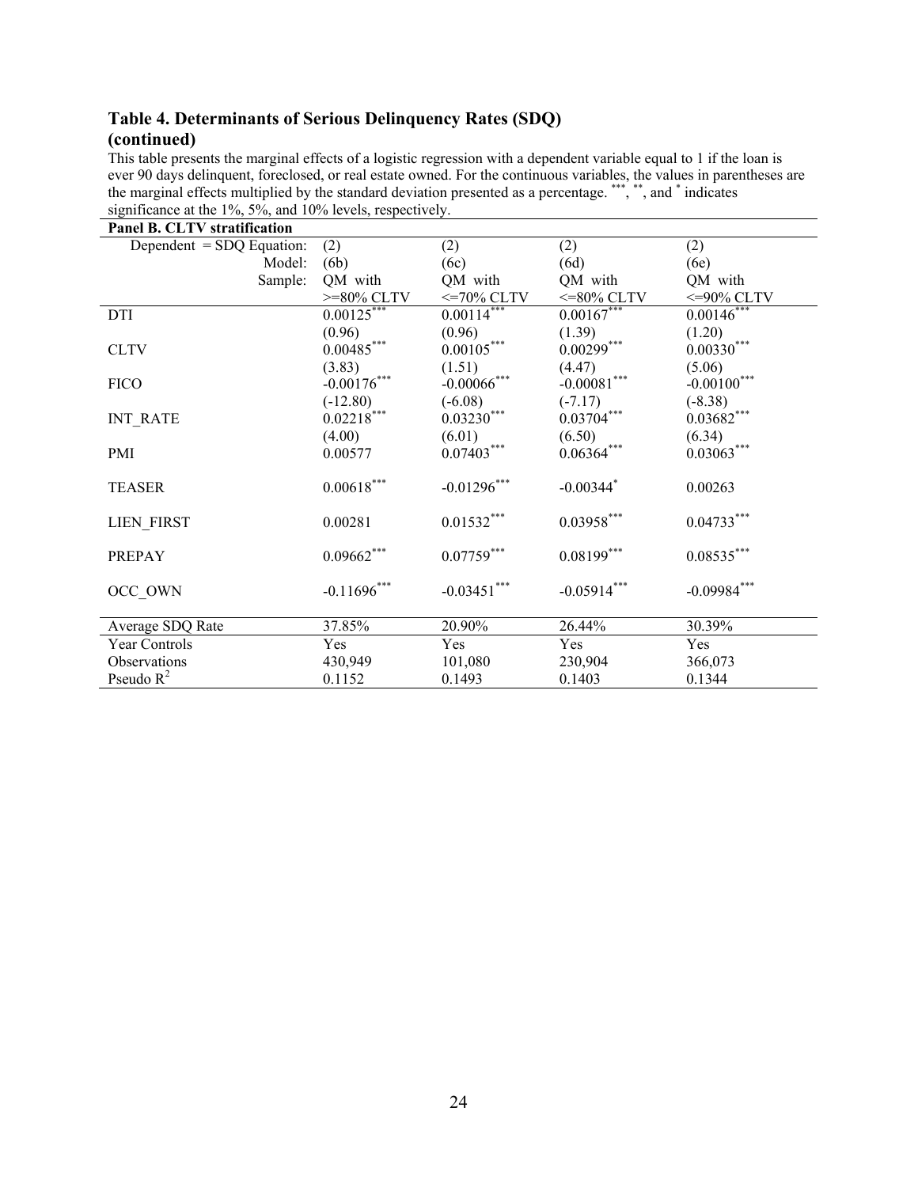### Table 4. Determinants of Serious Delinquency Rates (SDQ) (continued)

This table presents the marginal effects of a logistic regression with a dependent variable equal to 1 if the loan is ever 90 days delinquent, foreclosed, or real estate owned. For the continuous variables, the values in parentheses are the marginal effects multiplied by the standard deviation presented as a percentage. ***, **, and * indicates significance at the 1%, 5%, and 10% levels, respectively.

| **Panel B. CLTV stratification** | | | | |
|---|---|---|---|---|
| Dependent = SDQ Equation: | (2) | (2) | (2) | (2) |
| Model: | (6b) | (6c) | (6d) | (6e) |
| Sample: | QM with >=80% CLTV | QM with <=70% CLTV | QM with <=80% CLTV | QM with <=90% CLTV |
| DTI | 0.00125*** | 0.00114*** | 0.00167*** | 0.00146*** |
| | (0.96) | (0.96) | (1.39) | (1.20) |
| CLTV | 0.00485*** | 0.00105*** | 0.00299*** | 0.00330*** |
| | (3.83) | (1.51) | (4.47) | (5.06) |
| FICO | -0.00176*** | -0.00066*** | -0.00081*** | -0.00100*** |
| | (-12.80) | (-6.08) | (-7.17) | (-8.38) |
| INT_RATE | 0.02218*** | 0.03230*** | 0.03704*** | 0.03682*** |
| | (4.00) | (6.01) | (6.50) | (6.34) |
| PMI | 0.00577 | 0.07403*** | 0.06364*** | 0.03063*** |
| TEASER | 0.00618*** | -0.01296*** | -0.00344* | 0.00263 |
| LIEN_FIRST | 0.00281 | 0.01532*** | 0.03958*** | 0.04733*** |
| PREPAY | 0.09662*** | 0.07759*** | 0.08199*** | 0.08535*** |
| OCC_OWN | -0.11696*** | -0.03451*** | -0.05914*** | -0.09984*** |
| Average SDQ Rate | 37.85% | 20.90% | 26.44% | 30.39% |
| Year Controls | Yes | Yes | Yes | Yes |
| Observations | 430,949 | 101,080 | 230,904 | 366,073 |
| Pseudo $R^2$ | 0.1152 | 0.1493 | 0.1403 | 0.1344 |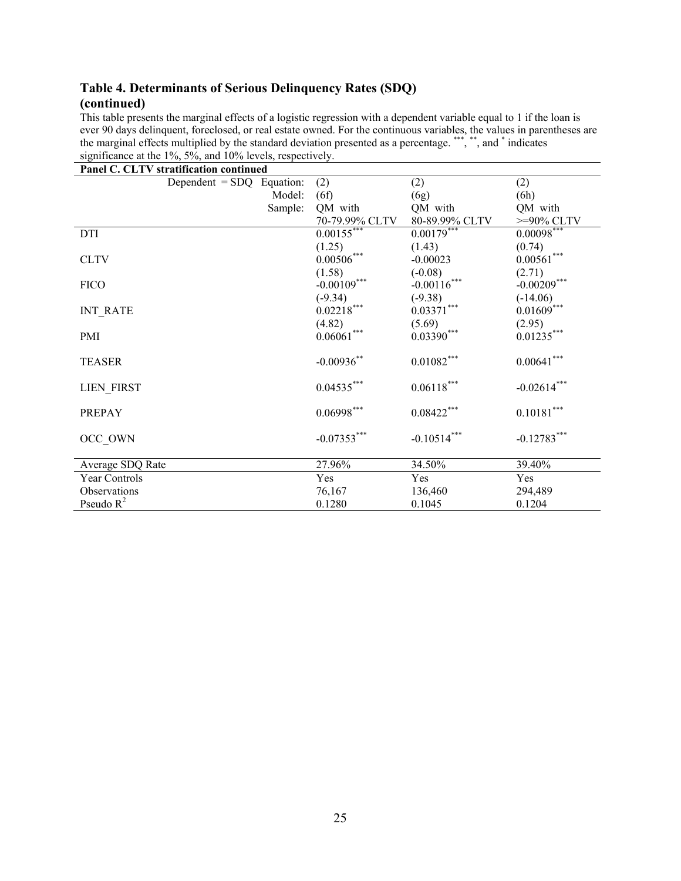## Table 4. Determinants of Serious Delinquency Rates (SDQ) (continued)

This table presents the marginal effects of a logistic regression with a dependent variable equal to 1 if the loan is ever 90 days delinquent, foreclosed, or real estate owned. For the continuous variables, the values in parentheses are the marginal effects multiplied by the standard deviation presented as a percentage. ***, **, and * indicates significance at the 1%, 5%, and 10% levels, respectively.

| **Panel C. CLTV stratification continued** | | | |
|---|---|---|---|
| Dependent = SDQ Equation: | (2) | (2) | (2) |
| Model: | (6f) | (6g) | (6h) |
| Sample: | QM with 70-79.99% CLTV | QM with 80-89.99% CLTV | QM with >=90% CLTV |
| DTI | 0.00155*** | 0.00179*** | 0.00098*** |
| | (1.25) | (1.43) | (0.74) |
| CLTV | 0.00506*** | -0.00023 | 0.00561*** |
| | (1.58) | (-0.08) | (2.71) |
| FICO | -0.00109*** | -0.00116*** | -0.00209*** |
| | (-9.34) | (-9.38) | (-14.06) |
| INT_RATE | 0.02218*** | 0.03371*** | 0.01609*** |
| | (4.82) | (5.69) | (2.95) |
| PMI | 0.06061*** | 0.03390*** | 0.01235*** |
| TEASER | -0.00936** | 0.01082*** | 0.00641*** |
| LIEN_FIRST | 0.04535*** | 0.06118*** | -0.02614*** |
| PREPAY | 0.06998*** | 0.08422*** | 0.10181*** |
| OCC_OWN | -0.07353*** | -0.10514*** | -0.12783*** |
| Average SDQ Rate | 27.96% | 34.50% | 39.40% |
| Year Controls | Yes | Yes | Yes |
| Observations | 76,167 | 136,460 | 294,489 |
| Pseudo $R^2$ | 0.1280 | 0.1045 | 0.1204 |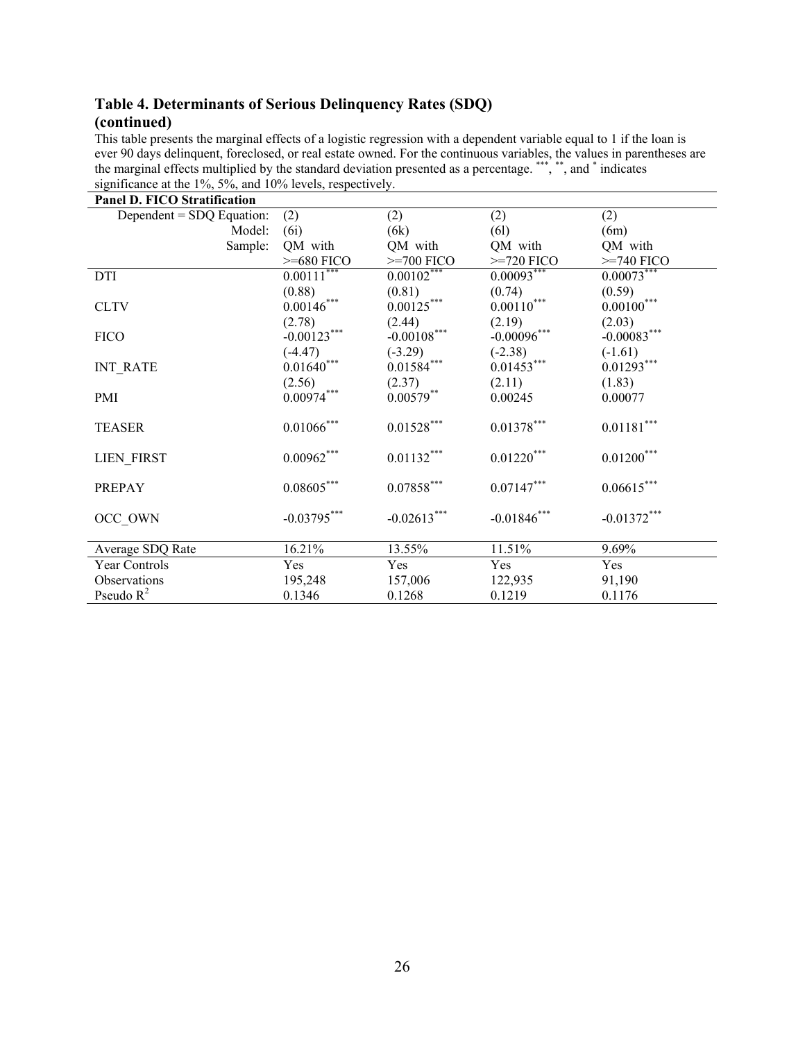## Table 4. Determinants of Serious Delinquency Rates (SDQ) (continued)

This table presents the marginal effects of a logistic regression with a dependent variable equal to 1 if the loan is ever 90 days delinquent, foreclosed, or real estate owned. For the continuous variables, the values in parentheses are the marginal effects multiplied by the standard deviation presented as a percentage. ***, **, and * indicates significance at the 1%, 5%, and 10% levels, respectively.

| **Panel D. FICO Stratification** | | | | |
|---|---|---|---|---|
| Dependent = SDQ Equation: | (2) | (2) | (2) | (2) |
| Model: | (6i) | (6k) | (6l) | (6m) |
| Sample: | QM with >=680 FICO | QM with >=700 FICO | QM with >=720 FICO | QM with >=740 FICO |
| DTI | 0.00111*** | 0.00102*** | 0.00093*** | 0.00073*** |
| | (0.88) | (0.81) | (0.74) | (0.59) |
| CLTV | 0.00146*** | 0.00125*** | 0.00110*** | 0.00100*** |
| | (2.78) | (2.44) | (2.19) | (2.03) |
| FICO | -0.00123*** | -0.00108*** | -0.00096*** | -0.00083*** |
| | (-4.47) | (-3.29) | (-2.38) | (-1.61) |
| INT_RATE | 0.01640*** | 0.01584*** | 0.01453*** | 0.01293*** |
| | (2.56) | (2.37) | (2.11) | (1.83) |
| PMI | 0.00974*** | 0.00579** | 0.00245 | 0.00077 |
| TEASER | 0.01066*** | 0.01528*** | 0.01378*** | 0.01181*** |
| LIEN_FIRST | 0.00962*** | 0.01132*** | 0.01220*** | 0.01200*** |
| PREPAY | 0.08605*** | 0.07858*** | 0.07147*** | 0.06615*** |
| OCC_OWN | -0.03795*** | -0.02613*** | -0.01846*** | -0.01372*** |
| Average SDQ Rate | 16.21% | 13.55% | 11.51% | 9.69% |
| Year Controls | Yes | Yes | Yes | Yes |
| Observations | 195,248 | 157,006 | 122,935 | 91,190 |
| Pseudo $R^2$ | 0.1346 | 0.1268 | 0.1219 | 0.1176 |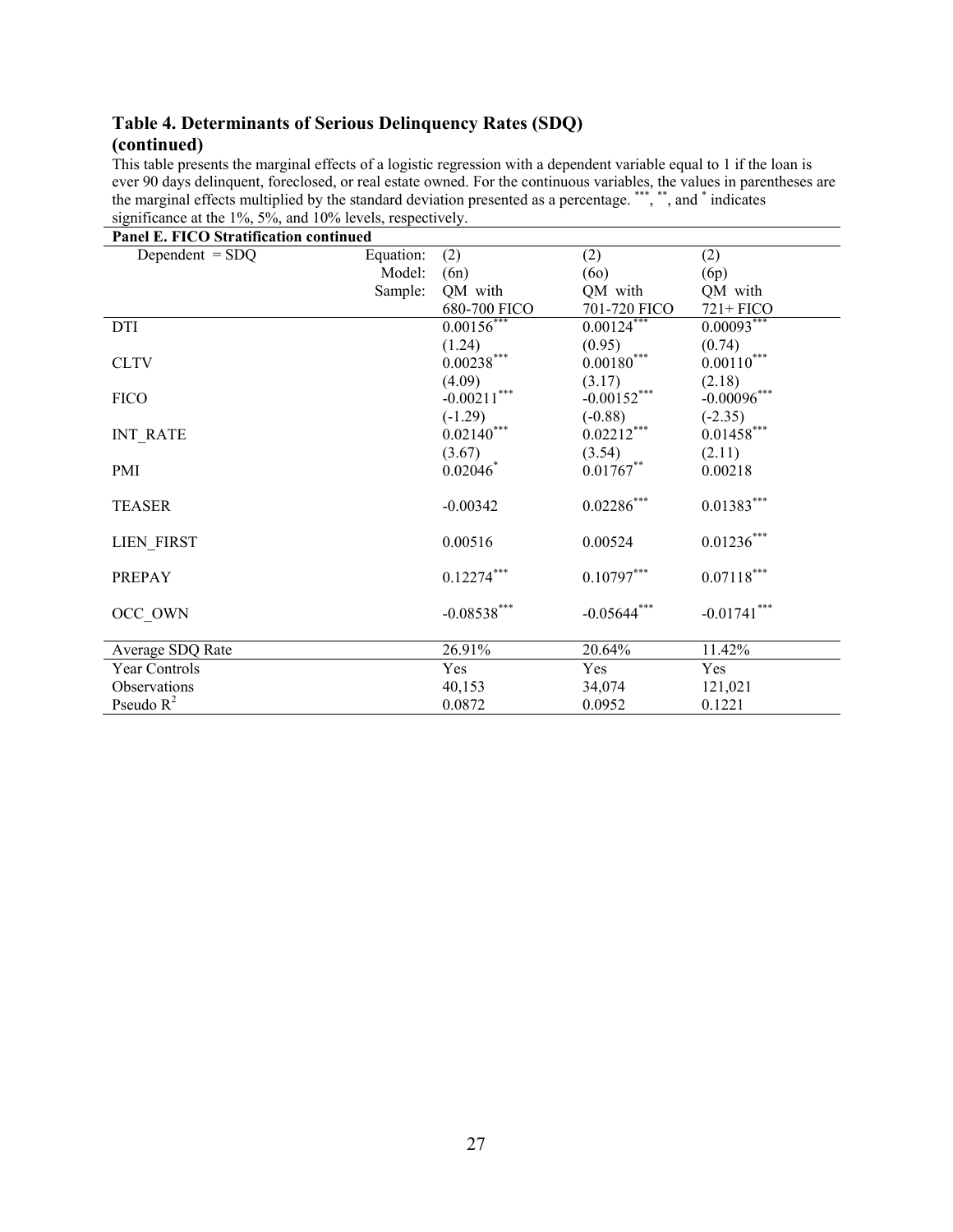### Table 4. Determinants of Serious Delinquency Rates (SDQ) (continued)

This table presents the marginal effects of a logistic regression with a dependent variable equal to 1 if the loan is ever 90 days delinquent, foreclosed, or real estate owned. For the continuous variables, the values in parentheses are the marginal effects multiplied by the standard deviation presented as a percentage. ***, **, and * indicates significance at the 1%, 5%, and 10% levels, respectively.

**Panel E. FICO Stratification continued**

| Dependent = SDQ | | | | |
|---|---|---|---|---|
| | Equation: | (2) | (2) | (2) |
| | Model: | (6n) | (6o) | (6p) |
| | Sample: | QM with 680-700 FICO | QM with 701-720 FICO | QM with 721+ FICO |
| DTI | | 0.00156*** | 0.00124*** | 0.00093*** |
| | | (1.24) | (0.95) | (0.74) |
| CLTV | | 0.00238*** | 0.00180*** | 0.00110*** |
| | | (4.09) | (3.17) | (2.18) |
| FICO | | -0.00211*** | -0.00152*** | -0.00096*** |
| | | (-1.29) | (-0.88) | (-2.35) |
| INT_RATE | | 0.02140*** | 0.02212*** | 0.01458*** |
| | | (3.67) | (3.54) | (2.11) |
| PMI | | 0.02046* | 0.01767** | 0.00218 |
| TEASER | | -0.00342 | 0.02286*** | 0.01383*** |
| LIEN_FIRST | | 0.00516 | 0.00524 | 0.01236*** |
| PREPAY | | 0.12274*** | 0.10797*** | 0.07118*** |
| OCC_OWN | | -0.08538*** | -0.05644*** | -0.01741*** |
| Average SDQ Rate | | 26.91% | 20.64% | 11.42% |
| Year Controls | | Yes | Yes | Yes |
| Observations | | 40,153 | 34,074 | 121,021 |
| Pseudo $R^2$ | | 0.0872 | 0.0952 | 0.1221 |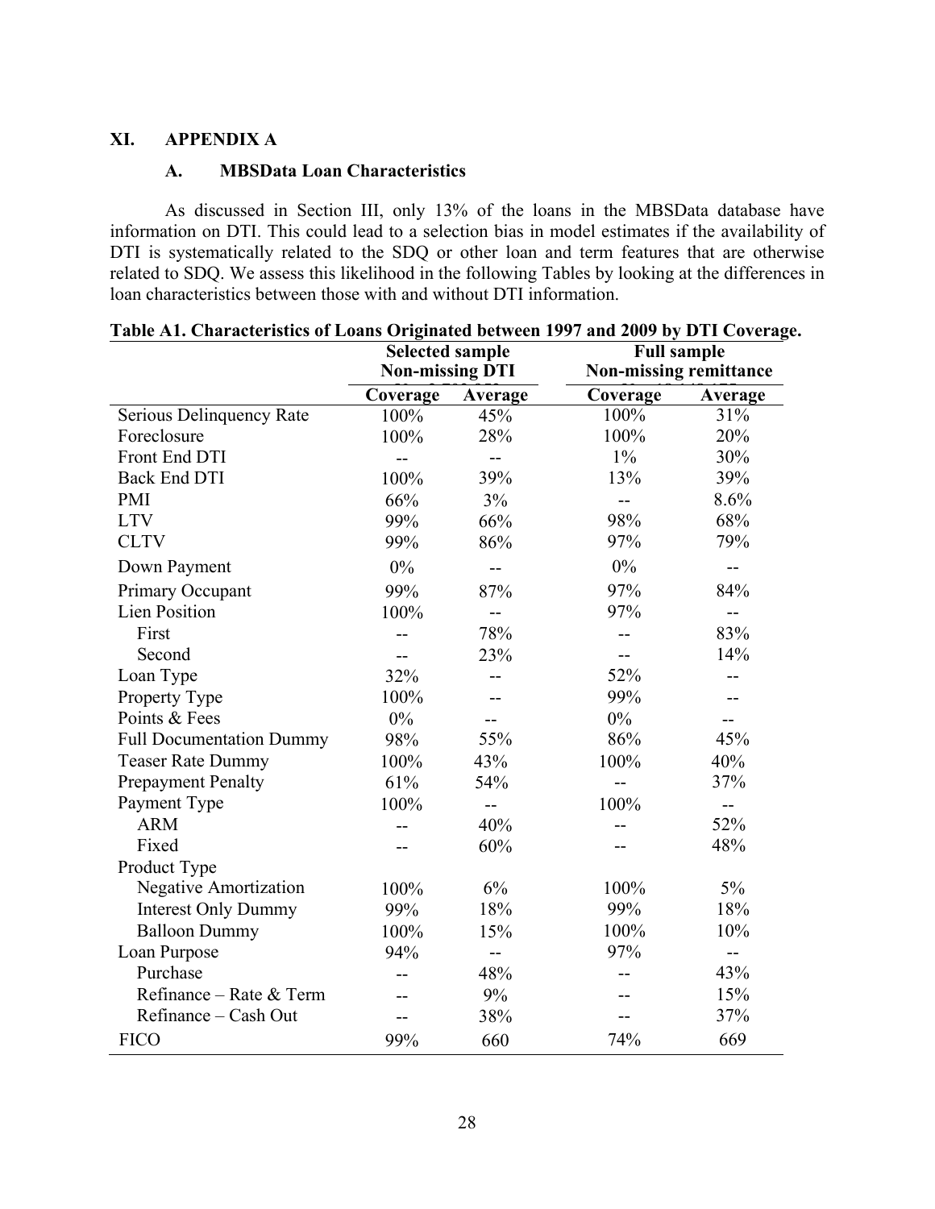## XI. APPENDIX A

### A. MBSData Loan Characteristics

As discussed in Section III, only 13% of the loans in the MBSData database have information on DTI. This could lead to a selection bias in model estimates if the availability of DTI is systematically related to the SDQ or other loan and term features that are otherwise related to SDQ. We assess this likelihood in the following Tables by looking at the differences in loan characteristics between those with and without DTI information.

**Table A1. Characteristics of Loans Originated between 1997 and 2009 by DTI Coverage.**

| | Selected sample Non-missing DTI | | Full sample Non-missing remittance | |
|---|---|---|---|---|
| | Coverage | Average | Coverage | Average |
| Serious Delinquency Rate | 100% | 45% | 100% | 31% |
| Foreclosure | 100% | 28% | 100% | 20% |
| Front End DTI | -- | -- | 1% | 30% |
| Back End DTI | 100% | 39% | 13% | 39% |
| PMI | 66% | 3% | -- | 8.6% |
| LTV | 99% | 66% | 98% | 68% |
| CLTV | 99% | 86% | 97% | 79% |
| Down Payment | 0% | -- | 0% | -- |
| Primary Occupant | 99% | 87% | 97% | 84% |
| Lien Position | 100% | -- | 97% | -- |
| First | -- | 78% | -- | 83% |
| Second | -- | 23% | -- | 14% |
| Loan Type | 32% | -- | 52% | -- |
| Property Type | 100% | -- | 99% | -- |
| Points & Fees | 0% | -- | 0% | -- |
| Full Documentation Dummy | 98% | 55% | 86% | 45% |
| Teaser Rate Dummy | 100% | 43% | 100% | 40% |
| Prepayment Penalty | 61% | 54% | -- | 37% |
| Payment Type | 100% | -- | 100% | -- |
| ARM | -- | 40% | -- | 52% |
| Fixed | -- | 60% | -- | 48% |
| Product Type | | | | |
| Negative Amortization | 100% | 6% | 100% | 5% |
| Interest Only Dummy | 99% | 18% | 99% | 18% |
| Balloon Dummy | 100% | 15% | 100% | 10% |
| Loan Purpose | 94% | -- | 97% | -- |
| Purchase | -- | 48% | -- | 43% |
| Refinance – Rate & Term | -- | 9% | -- | 15% |
| Refinance – Cash Out | -- | 38% | -- | 37% |
| FICO | 99% | 660 | 74% | 669 |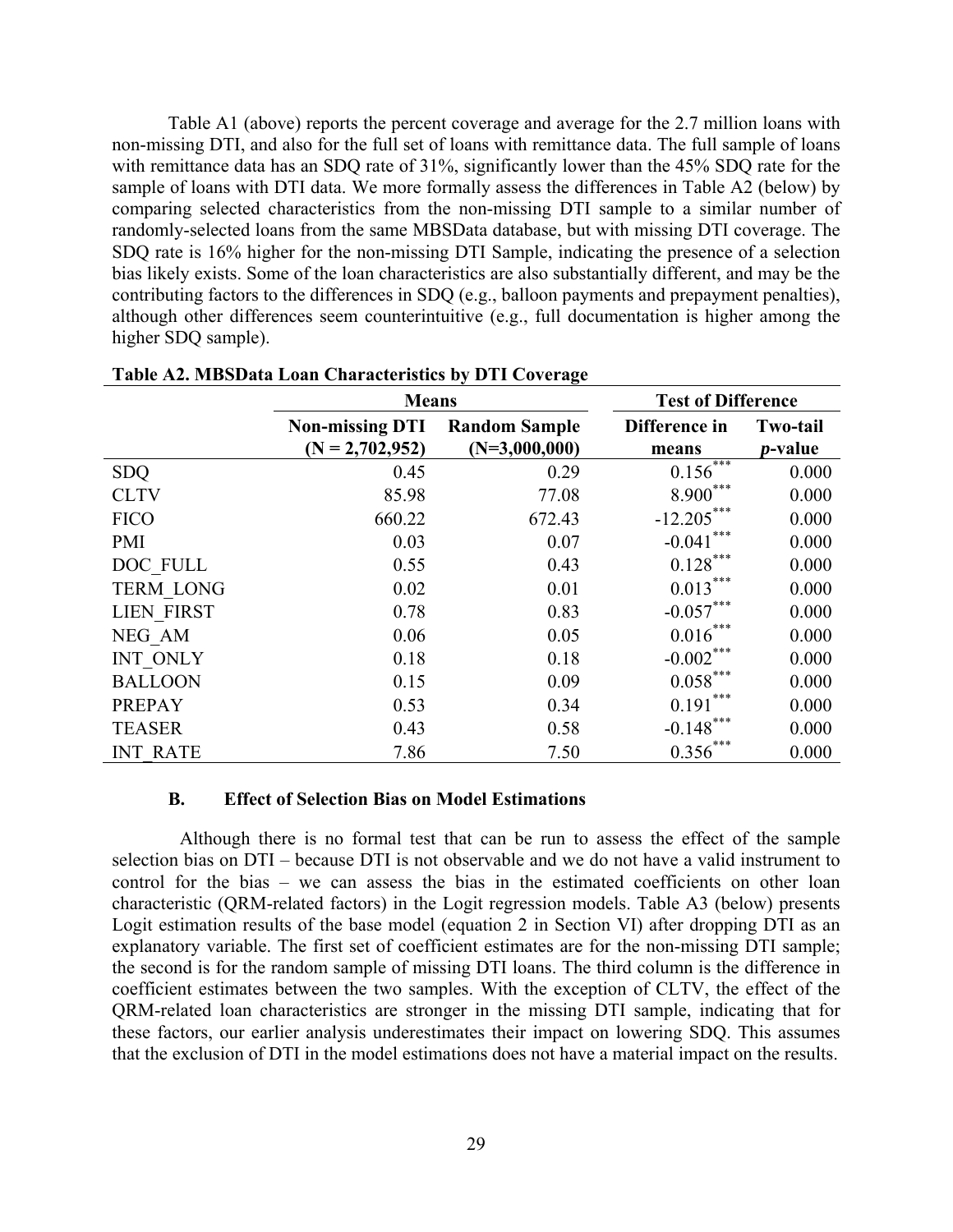Table A1 (above) reports the percent coverage and average for the 2.7 million loans with non-missing DTI, and also for the full set of loans with remittance data. The full sample of loans with remittance data has an SDQ rate of 31%, significantly lower than the 45% SDQ rate for the sample of loans with DTI data. We more formally assess the differences in Table A2 (below) by comparing selected characteristics from the non-missing DTI sample to a similar number of randomly-selected loans from the same MBSData database, but with missing DTI coverage. The SDQ rate is 16% higher for the non-missing DTI Sample, indicating the presence of a selection bias likely exists. Some of the loan characteristics are also substantially different, and may be the contributing factors to the differences in SDQ (e.g., balloon payments and prepayment penalties), although other differences seem counterintuitive (e.g., full documentation is higher among the higher SDQ sample).

**Table A2. MBSData Loan Characteristics by DTI Coverage**

| | Means | | Test of Difference | |
|---|---|---|---|---|
| | Non-missing DTI (N = 2,702,952) | Random Sample (N=3,000,000) | Difference in means | Two-tail *p*-value |
| SDQ | 0.45 | 0.29 | 0.156*** | 0.000 |
| CLTV | 85.98 | 77.08 | 8.900*** | 0.000 |
| FICO | 660.22 | 672.43 | -12.205*** | 0.000 |
| PMI | 0.03 | 0.07 | -0.041*** | 0.000 |
| DOC_FULL | 0.55 | 0.43 | 0.128*** | 0.000 |
| TERM_LONG | 0.02 | 0.01 | 0.013*** | 0.000 |
| LIEN_FIRST | 0.78 | 0.83 | -0.057*** | 0.000 |
| NEG_AM | 0.06 | 0.05 | 0.016*** | 0.000 |
| INT_ONLY | 0.18 | 0.18 | -0.002*** | 0.000 |
| BALLOON | 0.15 | 0.09 | 0.058*** | 0.000 |
| PREPAY | 0.53 | 0.34 | 0.191*** | 0.000 |
| TEASER | 0.43 | 0.58 | -0.148*** | 0.000 |
| INT_RATE | 7.86 | 7.50 | 0.356*** | 0.000 |

### B. Effect of Selection Bias on Model Estimations

Although there is no formal test that can be run to assess the effect of the sample selection bias on DTI – because DTI is not observable and we do not have a valid instrument to control for the bias – we can assess the bias in the estimated coefficients on other loan characteristic (QRM-related factors) in the Logit regression models. Table A3 (below) presents Logit estimation results of the base model (equation 2 in Section VI) after dropping DTI as an explanatory variable. The first set of coefficient estimates are for the non-missing DTI sample; the second is for the random sample of missing DTI loans. The third column is the difference in coefficient estimates between the two samples. With the exception of CLTV, the effect of the QRM-related loan characteristics are stronger in the missing DTI sample, indicating that for these factors, our earlier analysis underestimates their impact on lowering SDQ. This assumes that the exclusion of DTI in the model estimations does not have a material impact on the results.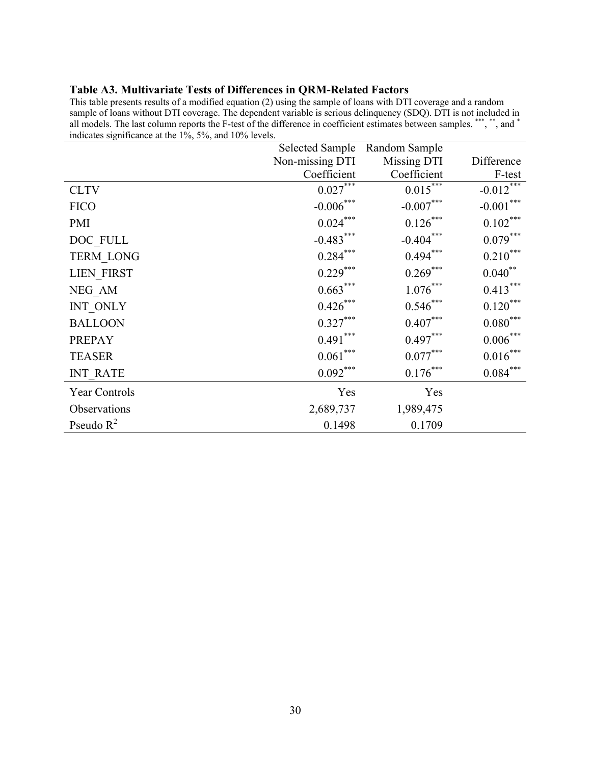**Table A3. Multivariate Tests of Differences in QRM-Related Factors**

This table presents results of a modified equation (2) using the sample of loans with DTI coverage and a random sample of loans without DTI coverage. The dependent variable is serious delinquency (SDQ). DTI is not included in all models. The last column reports the F-test of the difference in coefficient estimates between samples. ***, **, and * indicates significance at the 1%, 5%, and 10% levels.

| | Selected Sample<br>Non-missing DTI<br>Coefficient | Random Sample<br>Missing DTI<br>Coefficient | Difference<br>F-test |
|---|---|---|---|
| CLTV | 0.027*** | 0.015*** | -0.012*** |
| FICO | -0.006*** | -0.007*** | -0.001*** |
| PMI | 0.024*** | 0.126*** | 0.102*** |
| DOC_FULL | -0.483*** | -0.404*** | 0.079*** |
| TERM_LONG | 0.284*** | 0.494*** | 0.210*** |
| LIEN_FIRST | 0.229*** | 0.269*** | 0.040** |
| NEG_AM | 0.663*** | 1.076*** | 0.413*** |
| INT_ONLY | 0.426*** | 0.546*** | 0.120*** |
| BALLOON | 0.327*** | 0.407*** | 0.080*** |
| PREPAY | 0.491*** | 0.497*** | 0.006*** |
| TEASER | 0.061*** | 0.077*** | 0.016*** |
| INT_RATE | 0.092*** | 0.176*** | 0.084*** |
| Year Controls | Yes | Yes | |
| Observations | 2,689,737 | 1,989,475 | |
| Pseudo $R^2$ | 0.1498 | 0.1709 | |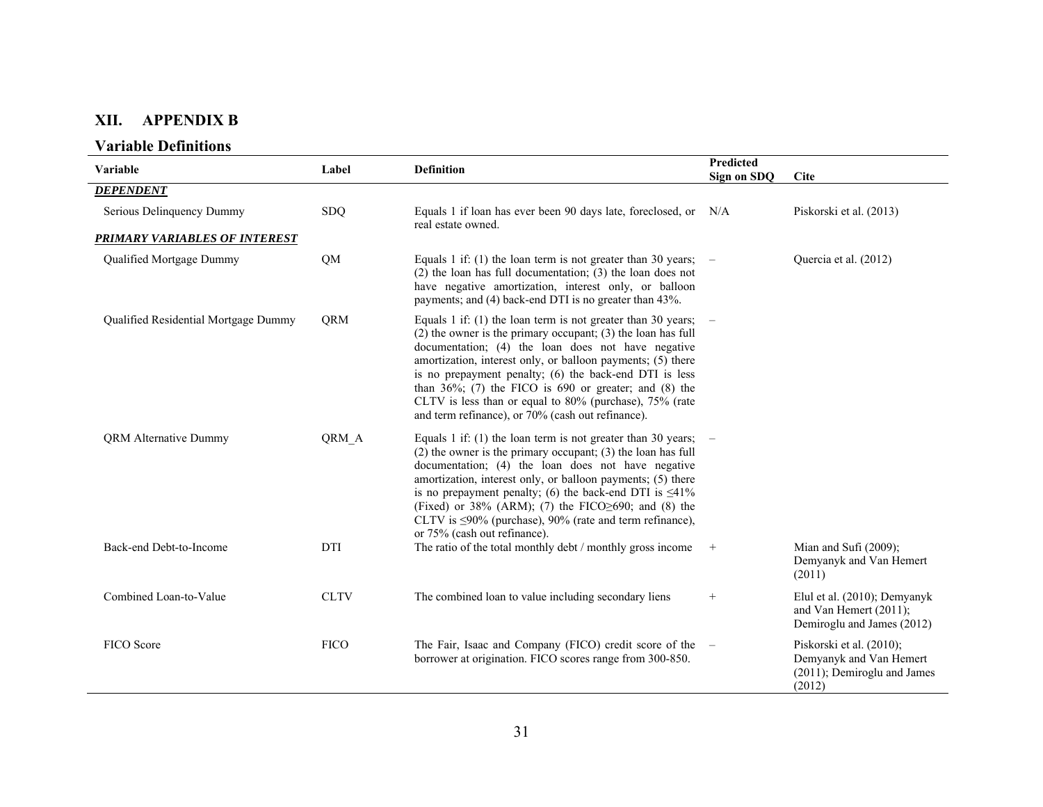## XII. APPENDIX B

### Variable Definitions

| Variable | Label | Definition | Predicted Sign on SDQ | Cite |
|---|---|---|---|---|
| ***DEPENDENT*** | | | | |
| Serious Delinquency Dummy | SDQ | Equals 1 if loan has ever been 90 days late, foreclosed, or real estate owned. | N/A | Piskorski et al. (2013) |
| ***PRIMARY VARIABLES OF INTEREST*** | | | | |
| Qualified Mortgage Dummy | QM | Equals 1 if: (1) the loan term is not greater than 30 years; (2) the loan has full documentation; (3) the loan does not have negative amortization, interest only, or balloon payments; and (4) back-end DTI is no greater than 43%. | – | Quercia et al. (2012) |
| Qualified Residential Mortgage Dummy | QRM | Equals 1 if: (1) the loan term is not greater than 30 years; (2) the owner is the primary occupant; (3) the loan has full documentation; (4) the loan does not have negative amortization, interest only, or balloon payments; (5) there is no prepayment penalty; (6) the back-end DTI is less than 36%; (7) the FICO is 690 or greater; and (8) the CLTV is less than or equal to 80% (purchase), 75% (rate and term refinance), or 70% (cash out refinance). | – | |
| QRM Alternative Dummy | QRM_A | Equals 1 if: (1) the loan term is not greater than 30 years; (2) the owner is the primary occupant; (3) the loan has full documentation; (4) the loan does not have negative amortization, interest only, or balloon payments; (5) there is no prepayment penalty; (6) the back-end DTI is ≤41% (Fixed) or 38% (ARM); (7) the FICO≥690; and (8) the CLTV is ≤90% (purchase), 90% (rate and term refinance), or 75% (cash out refinance). | – | |
| Back-end Debt-to-Income | DTI | The ratio of the total monthly debt / monthly gross income | + | Mian and Sufi (2009); Demyanyk and Van Hemert (2011) |
| Combined Loan-to-Value | CLTV | The combined loan to value including secondary liens | + | Elul et al. (2010); Demyanyk and Van Hemert (2011); Demiroglu and James (2012) |
| FICO Score | FICO | The Fair, Isaac and Company (FICO) credit score of the borrower at origination. FICO scores range from 300-850. | – | Piskorski et al. (2010); Demyanyk and Van Hemert (2011); Demiroglu and James (2012) |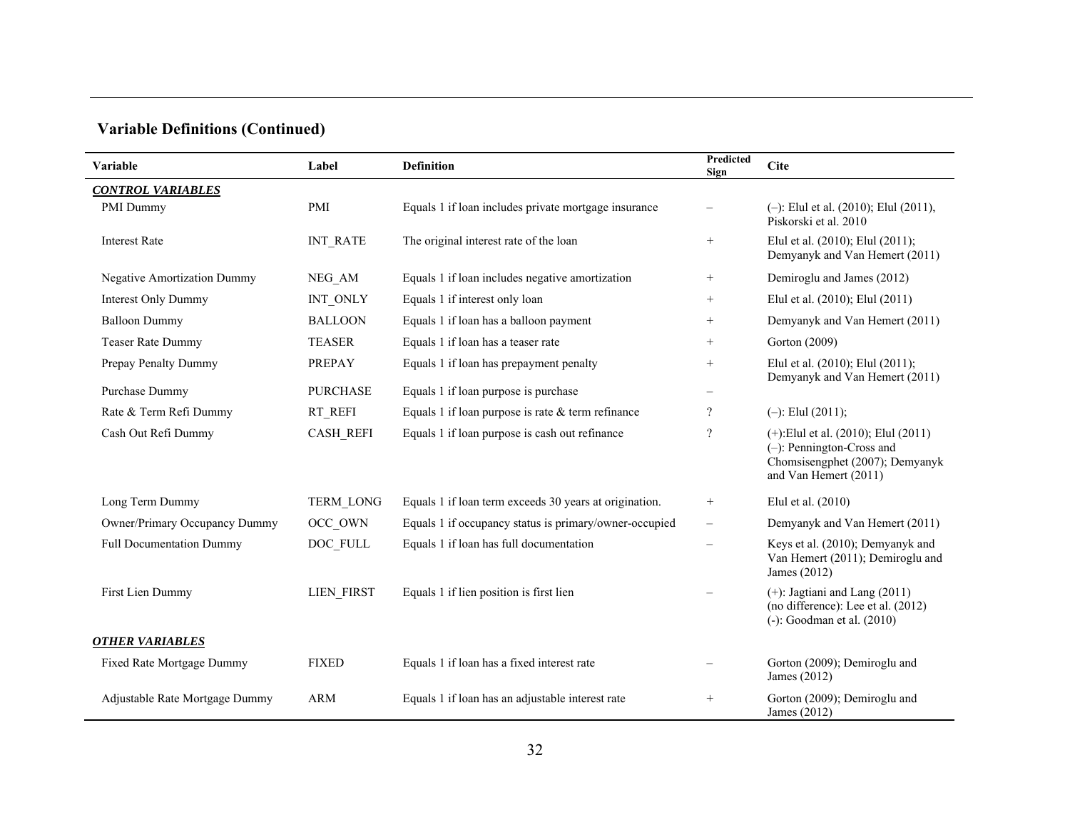## Variable Definitions (Continued)

| Variable | Label | Definition | Predicted Sign | Cite |
|---|---|---|---|---|
| ***CONTROL VARIABLES*** | | | | |
| PMI Dummy | PMI | Equals 1 if loan includes private mortgage insurance | – | (–): Elul et al. (2010); Elul (2011), Piskorski et al. 2010 |
| Interest Rate | INT_RATE | The original interest rate of the loan | + | Elul et al. (2010); Elul (2011); Demyanyk and Van Hemert (2011) |
| Negative Amortization Dummy | NEG_AM | Equals 1 if loan includes negative amortization | + | Demiroglu and James (2012) |
| Interest Only Dummy | INT_ONLY | Equals 1 if interest only loan | + | Elul et al. (2010); Elul (2011) |
| Balloon Dummy | BALLOON | Equals 1 if loan has a balloon payment | + | Demyanyk and Van Hemert (2011) |
| Teaser Rate Dummy | TEASER | Equals 1 if loan has a teaser rate | + | Gorton (2009) |
| Prepay Penalty Dummy | PREPAY | Equals 1 if loan has prepayment penalty | + | Elul et al. (2010); Elul (2011); Demyanyk and Van Hemert (2011) |
| Purchase Dummy | PURCHASE | Equals 1 if loan purpose is purchase | – | |
| Rate & Term Refi Dummy | RT_REFI | Equals 1 if loan purpose is rate & term refinance | ? | (–): Elul (2011); |
| Cash Out Refi Dummy | CASH_REFI | Equals 1 if loan purpose is cash out refinance | ? | (+):Elul et al. (2010); Elul (2011) (–): Pennington-Cross and Chomsisengphet (2007); Demyanyk and Van Hemert (2011) |
| Long Term Dummy | TERM_LONG | Equals 1 if loan term exceeds 30 years at origination. | + | Elul et al. (2010) |
| Owner/Primary Occupancy Dummy | OCC_OWN | Equals 1 if occupancy status is primary/owner-occupied | – | Demyanyk and Van Hemert (2011) |
| Full Documentation Dummy | DOC_FULL | Equals 1 if loan has full documentation | – | Keys et al. (2010); Demyanyk and Van Hemert (2011); Demiroglu and James (2012) |
| First Lien Dummy | LIEN_FIRST | Equals 1 if lien position is first lien | – | (+): Jagtiani and Lang (2011) (no difference): Lee et al. (2012) (-): Goodman et al. (2010) |
| ***OTHER VARIABLES*** | | | | |
| Fixed Rate Mortgage Dummy | FIXED | Equals 1 if loan has a fixed interest rate | – | Gorton (2009); Demiroglu and James (2012) |
| Adjustable Rate Mortgage Dummy | ARM | Equals 1 if loan has an adjustable interest rate | + | Gorton (2009); Demiroglu and James (2012) |